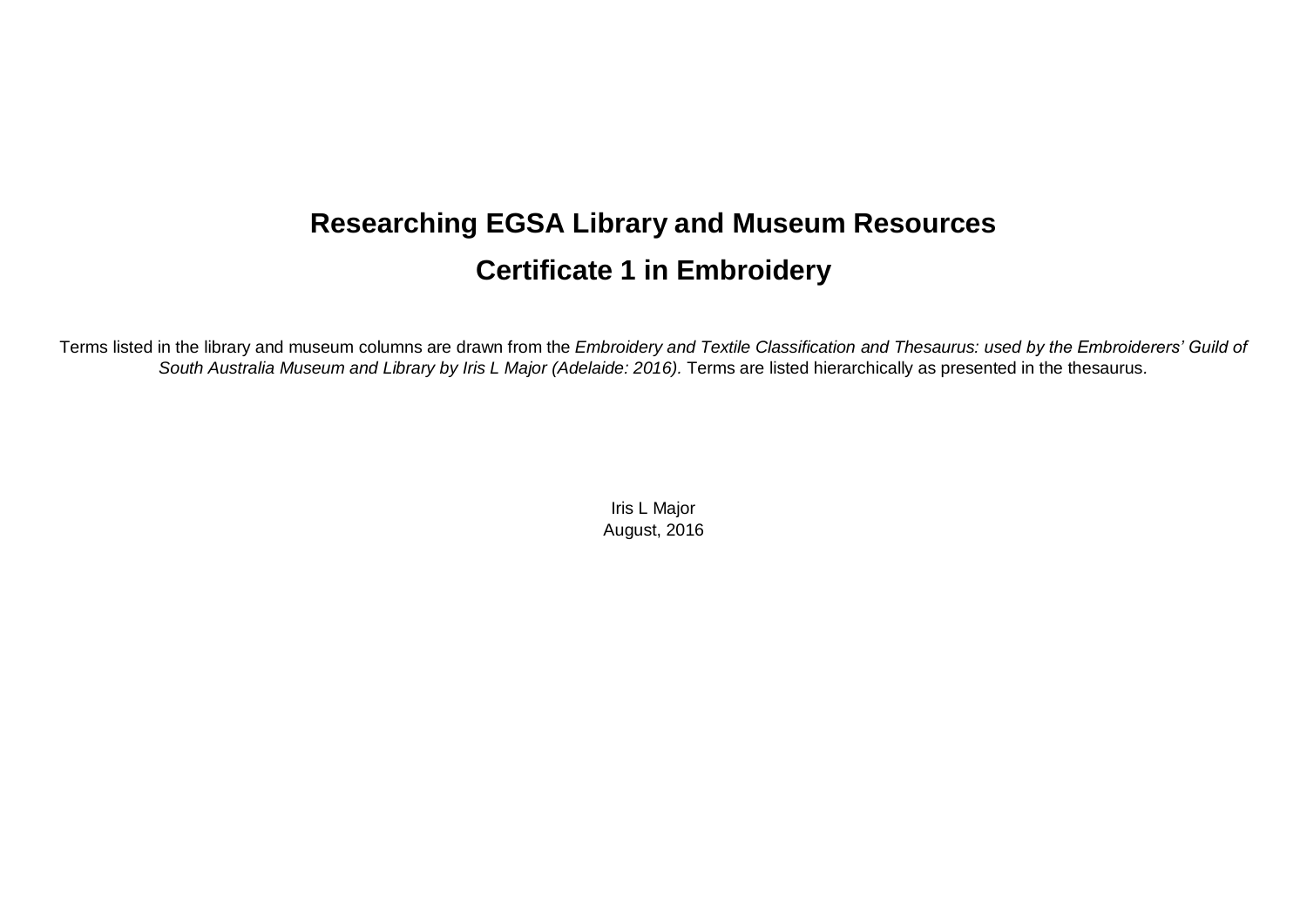# Researching EGSA Library and Museum Resources

## Certificate 1 in Embroidery

Terms listed in the library and museum columns are drawn from the *Embroidery and Textile Classification and Thesaurus: used by the Embroiderers' Guild of South Australia Museum and Library by Iris L Major (Adelaide: 2016).* Terms are listed hierarchically as presented in the thesaurus.

Iris L Major
August, 2016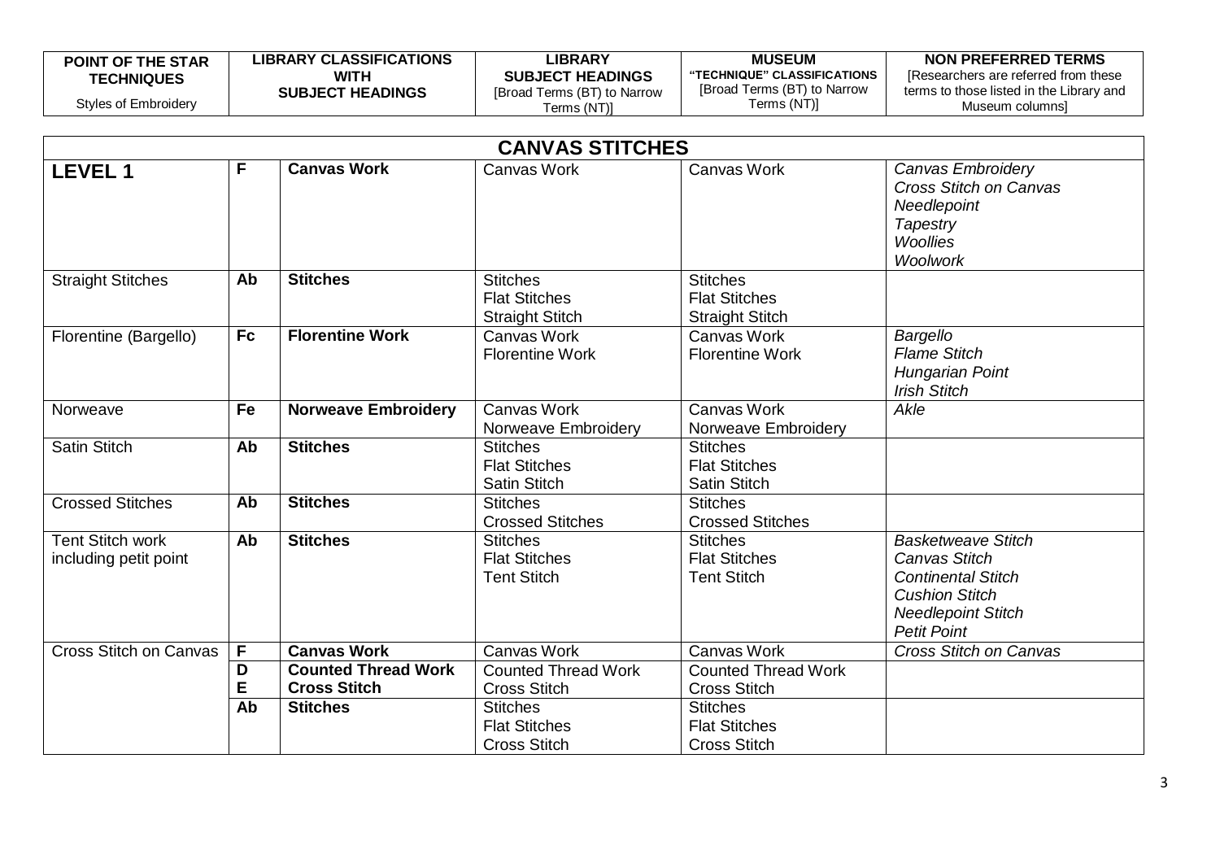| POINT OF THE STAR TECHNIQUES<br>Styles of Embroidery | LIBRARY CLASSIFICATIONS WITH SUBJECT HEADINGS | | LIBRARY SUBJECT HEADINGS<br>[Broad Terms (BT) to Narrow Terms (NT)] | MUSEUM "TECHNIQUE" CLASSIFICATIONS<br>[Broad Terms (BT) to Narrow Terms (NT)] | NON PREFERRED TERMS<br>[Researchers are referred from these terms to those listed in the Library and Museum columns] |
|---|---|---|---|---|---|
| **CANVAS STITCHES** | | | | | |
| **LEVEL 1** | **F** | **Canvas Work** | Canvas Work | Canvas Work | *Canvas Embroidery*<br>*Cross Stitch on Canvas*<br>*Needlepoint*<br>*Tapestry*<br>*Woollies*<br>*Woolwork* |
| Straight Stitches | **Ab** | **Stitches** | Stitches<br>Flat Stitches<br>Straight Stitch | Stitches<br>Flat Stitches<br>Straight Stitch | |
| Florentine (Bargello) | **Fc** | **Florentine Work** | Canvas Work<br>Florentine Work | Canvas Work<br>Florentine Work | *Bargello*<br>*Flame Stitch*<br>*Hungarian Point*<br>*Irish Stitch* |
| Norweave | **Fe** | **Norweave Embroidery** | Canvas Work<br>Norweave Embroidery | Canvas Work<br>Norweave Embroidery | *Akle* |
| Satin Stitch | **Ab** | **Stitches** | Stitches<br>Flat Stitches<br>Satin Stitch | Stitches<br>Flat Stitches<br>Satin Stitch | |
| Crossed Stitches | **Ab** | **Stitches** | Stitches<br>Crossed Stitches | Stitches<br>Crossed Stitches | |
| Tent Stitch work including petit point | **Ab** | **Stitches** | Stitches<br>Flat Stitches<br>Tent Stitch | Stitches<br>Flat Stitches<br>Tent Stitch | *Basketweave Stitch*<br>*Canvas Stitch*<br>*Continental Stitch*<br>*Cushion Stitch*<br>*Needlepoint Stitch*<br>*Petit Point* |
| Cross Stitch on Canvas | **F** | **Canvas Work** | Canvas Work | Canvas Work | *Cross Stitch on Canvas* |
| | **D**<br>**E** | **Counted Thread Work**<br>**Cross Stitch** | Counted Thread Work<br>Cross Stitch | Counted Thread Work<br>Cross Stitch | |
| | **Ab** | **Stitches** | Stitches<br>Flat Stitches<br>Cross Stitch | Stitches<br>Flat Stitches<br>Cross Stitch | |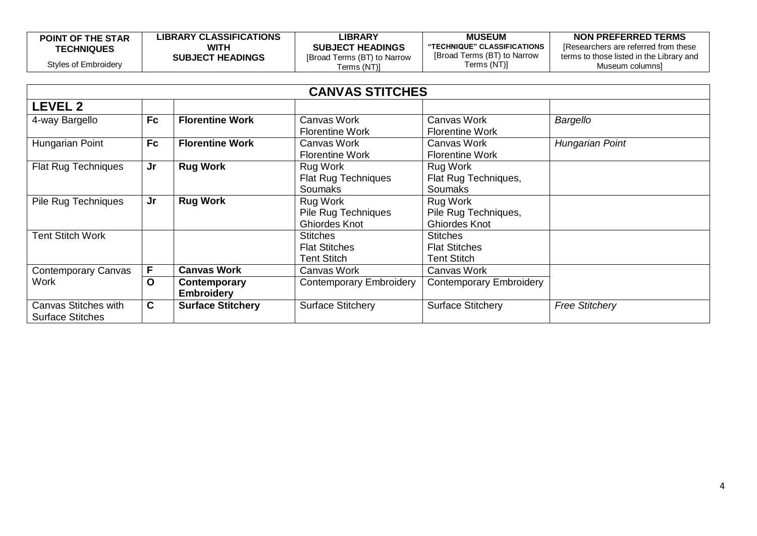| POINT OF THE STAR TECHNIQUES<br>Styles of Embroidery | LIBRARY CLASSIFICATIONS WITH SUBJECT HEADINGS | | LIBRARY SUBJECT HEADINGS<br>[Broad Terms (BT) to Narrow Terms (NT)] | MUSEUM "TECHNIQUE" CLASSIFICATIONS<br>[Broad Terms (BT) to Narrow Terms (NT)] | NON PREFERRED TERMS<br>[Researchers are referred from these terms to those listed in the Library and Museum columns] |
|---|---|---|---|---|---|
| **CANVAS STITCHES** | | | | | |
| **LEVEL 2** | | | | | |
| 4-way Bargello | **Fc** | **Florentine Work** | Canvas Work<br>Florentine Work | Canvas Work<br>Florentine Work | *Bargello* |
| Hungarian Point | **Fc** | **Florentine Work** | Canvas Work<br>Florentine Work | Canvas Work<br>Florentine Work | *Hungarian Point* |
| Flat Rug Techniques | **Jr** | **Rug Work** | Rug Work<br>Flat Rug Techniques<br>Soumaks | Rug Work<br>Flat Rug Techniques,<br>Soumaks | |
| Pile Rug Techniques | **Jr** | **Rug Work** | Rug Work<br>Pile Rug Techniques<br>Ghiordes Knot | Rug Work<br>Pile Rug Techniques,<br>Ghiordes Knot | |
| Tent Stitch Work | | | Stitches<br>Flat Stitches<br>Tent Stitch | Stitches<br>Flat Stitches<br>Tent Stitch | |
| Contemporary Canvas Work | **F** | **Canvas Work** | Canvas Work | Canvas Work | |
| | **O** | **Contemporary Embroidery** | Contemporary Embroidery | Contemporary Embroidery | |
| Canvas Stitches with Surface Stitches | **C** | **Surface Stitchery** | Surface Stitchery | Surface Stitchery | *Free Stitchery* |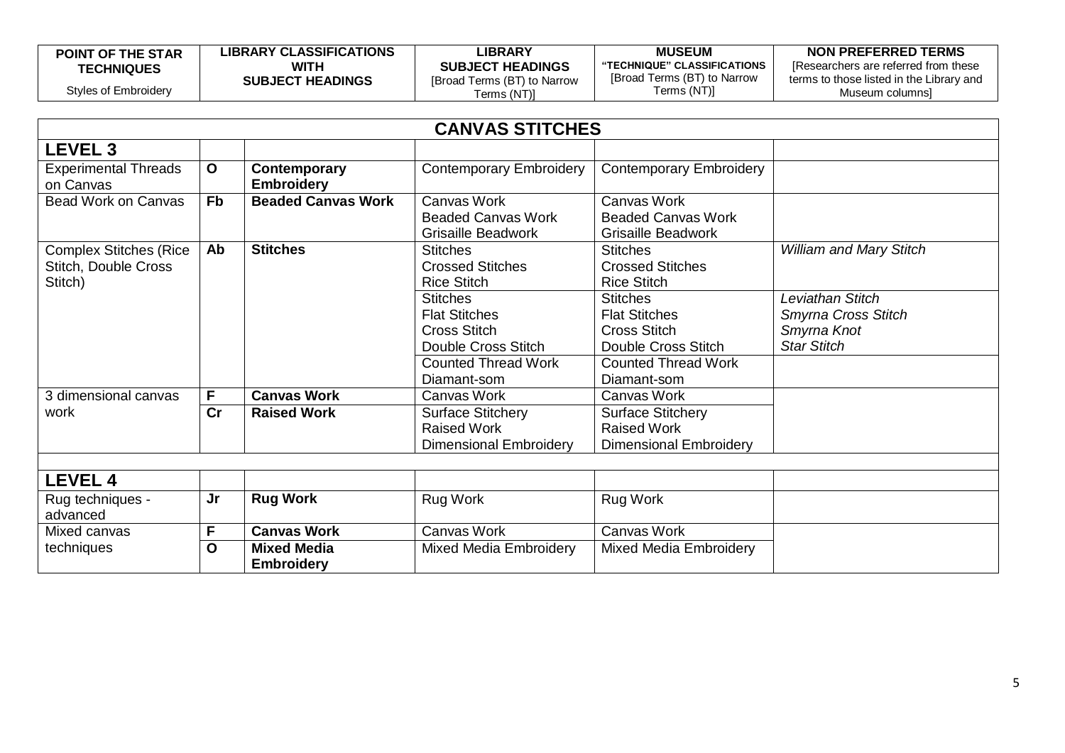| POINT OF THE STAR TECHNIQUES<br>Styles of Embroidery | LIBRARY CLASSIFICATIONS WITH SUBJECT HEADINGS | | LIBRARY SUBJECT HEADINGS [Broad Terms (BT) to Narrow Terms (NT)] | MUSEUM "TECHNIQUE" CLASSIFICATIONS [Broad Terms (BT) to Narrow Terms (NT)] | NON PREFERRED TERMS [Researchers are referred from these terms to those listed in the Library and Museum columns] |
|---|---|---|---|---|---|
| **CANVAS STITCHES** | | | | | |
| **LEVEL 3** | | | | | |
| Experimental Threads on Canvas | **O** | **Contemporary Embroidery** | Contemporary Embroidery | Contemporary Embroidery | |
| Bead Work on Canvas | **Fb** | **Beaded Canvas Work** | Canvas Work<br>Beaded Canvas Work<br>Grisaille Beadwork | Canvas Work<br>Beaded Canvas Work<br>Grisaille Beadwork | |
| Complex Stitches (Rice Stitch, Double Cross Stitch) | **Ab** | **Stitches** | Stitches<br>Crossed Stitches<br>Rice Stitch | Stitches<br>Crossed Stitches<br>Rice Stitch | *William and Mary Stitch* |
| | | | Stitches<br>Flat Stitches<br>Cross Stitch<br>Double Cross Stitch | Stitches<br>Flat Stitches<br>Cross Stitch<br>Double Cross Stitch | *Leviathan Stitch*<br>*Smyrna Cross Stitch*<br>*Smyrna Knot*<br>*Star Stitch* |
| | | | Counted Thread Work<br>Diamant-som | Counted Thread Work<br>Diamant-som | |
| 3 dimensional canvas work | **F** | **Canvas Work** | Canvas Work | Canvas Work | |
| | **Cr** | **Raised Work** | Surface Stitchery<br>Raised Work<br>Dimensional Embroidery | Surface Stitchery<br>Raised Work<br>Dimensional Embroidery | |
| | | | | | |
| **LEVEL 4** | | | | | |
| Rug techniques - advanced | **Jr** | **Rug Work** | Rug Work | Rug Work | |
| Mixed canvas techniques | **F** | **Canvas Work** | Canvas Work | Canvas Work | |
| | **O** | **Mixed Media Embroidery** | Mixed Media Embroidery | Mixed Media Embroidery | |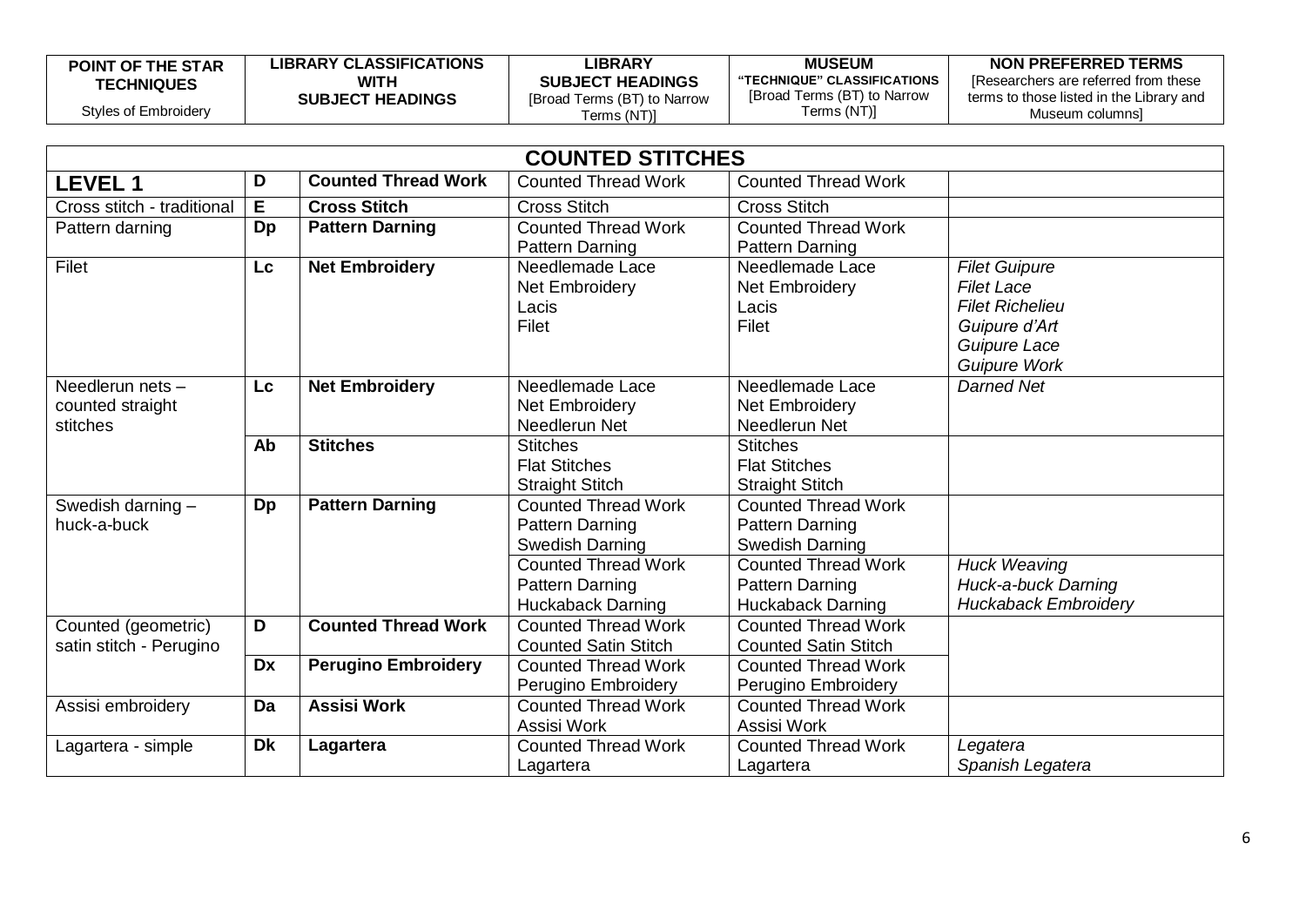| POINT OF THE STAR TECHNIQUES<br>Styles of Embroidery | LIBRARY CLASSIFICATIONS WITH SUBJECT HEADINGS | | LIBRARY SUBJECT HEADINGS [Broad Terms (BT) to Narrow Terms (NT)] | MUSEUM "TECHNIQUE" CLASSIFICATIONS [Broad Terms (BT) to Narrow Terms (NT)] | NON PREFERRED TERMS [Researchers are referred from these terms to those listed in the Library and Museum columns] |
|---|---|---|---|---|---|
| **COUNTED STITCHES** | | | | | |
| **LEVEL 1** | **D** | **Counted Thread Work** | Counted Thread Work | Counted Thread Work | |
| Cross stitch - traditional | **E** | **Cross Stitch** | Cross Stitch | Cross Stitch | |
| Pattern darning | **Dp** | **Pattern Darning** | Counted Thread Work<br>Pattern Darning | Counted Thread Work<br>Pattern Darning | |
| Filet | **Lc** | **Net Embroidery** | Needlemade Lace<br>Net Embroidery<br>Lacis<br>Filet | Needlemade Lace<br>Net Embroidery<br>Lacis<br>Filet | *Filet Guipure*<br>*Filet Lace*<br>*Filet Richelieu*<br>*Guipure d'Art*<br>*Guipure Lace*<br>*Guipure Work* |
| Needlerun nets – counted straight stitches | **Lc** | **Net Embroidery** | Needlemade Lace<br>Net Embroidery<br>Needlerun Net | Needlemade Lace<br>Net Embroidery<br>Needlerun Net | *Darned Net* |
| | **Ab** | **Stitches** | Stitches<br>Flat Stitches<br>Straight Stitch | Stitches<br>Flat Stitches<br>Straight Stitch | |
| Swedish darning – huck-a-buck | **Dp** | **Pattern Darning** | Counted Thread Work<br>Pattern Darning<br>Swedish Darning | Counted Thread Work<br>Pattern Darning<br>Swedish Darning | |
| | | | Counted Thread Work<br>Pattern Darning<br>Huckaback Darning | Counted Thread Work<br>Pattern Darning<br>Huckaback Darning | *Huck Weaving*<br>*Huck-a-buck Darning*<br>*Huckaback Embroidery* |
| Counted (geometric) satin stitch - Perugino | **D** | **Counted Thread Work** | Counted Thread Work<br>Counted Satin Stitch | Counted Thread Work<br>Counted Satin Stitch | |
| | **Dx** | **Perugino Embroidery** | Counted Thread Work<br>Perugino Embroidery | Counted Thread Work<br>Perugino Embroidery | |
| Assisi embroidery | **Da** | **Assisi Work** | Counted Thread Work<br>Assisi Work | Counted Thread Work<br>Assisi Work | |
| Lagartera - simple | **Dk** | **Lagartera** | Counted Thread Work<br>Lagartera | Counted Thread Work<br>Lagartera | *Legatera*<br>*Spanish Legatera* |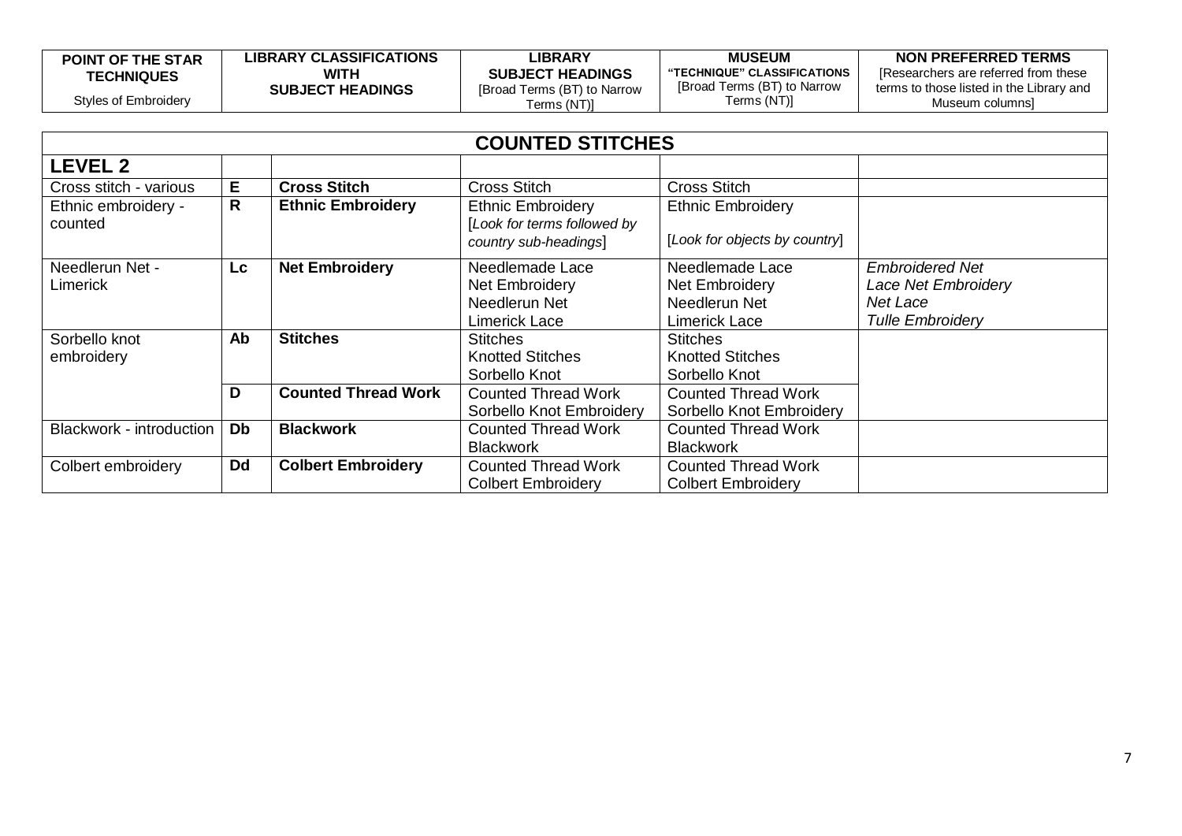| POINT OF THE STAR TECHNIQUES<br>Styles of Embroidery | LIBRARY CLASSIFICATIONS WITH SUBJECT HEADINGS | | LIBRARY SUBJECT HEADINGS<br>[Broad Terms (BT) to Narrow Terms (NT)] | MUSEUM "TECHNIQUE" CLASSIFICATIONS<br>[Broad Terms (BT) to Narrow Terms (NT)] | NON PREFERRED TERMS<br>[Researchers are referred from these terms to those listed in the Library and Museum columns] |
|---|---|---|---|---|---|
| **COUNTED STITCHES** | | | | | |
| **LEVEL 2** | | | | | |
| Cross stitch - various | **E** | **Cross Stitch** | Cross Stitch | Cross Stitch | |
| Ethnic embroidery - counted | **R** | **Ethnic Embroidery** | Ethnic Embroidery<br>[*Look for terms followed by country sub-headings*] | Ethnic Embroidery<br>[*Look for objects by country*] | |
| Needlerun Net - Limerick | **Lc** | **Net Embroidery** | Needlemade Lace<br>Net Embroidery<br>Needlerun Net<br>Limerick Lace | Needlemade Lace<br>Net Embroidery<br>Needlerun Net<br>Limerick Lace | *Embroidered Net*<br>*Lace Net Embroidery*<br>*Net Lace*<br>*Tulle Embroidery* |
| Sorbello knot embroidery | **Ab** | **Stitches** | Stitches<br>Knotted Stitches<br>Sorbello Knot | Stitches<br>Knotted Stitches<br>Sorbello Knot | |
| | **D** | **Counted Thread Work** | Counted Thread Work<br>Sorbello Knot Embroidery | Counted Thread Work<br>Sorbello Knot Embroidery | |
| Blackwork - introduction | **Db** | **Blackwork** | Counted Thread Work<br>Blackwork | Counted Thread Work<br>Blackwork | |
| Colbert embroidery | **Dd** | **Colbert Embroidery** | Counted Thread Work<br>Colbert Embroidery | Counted Thread Work<br>Colbert Embroidery | |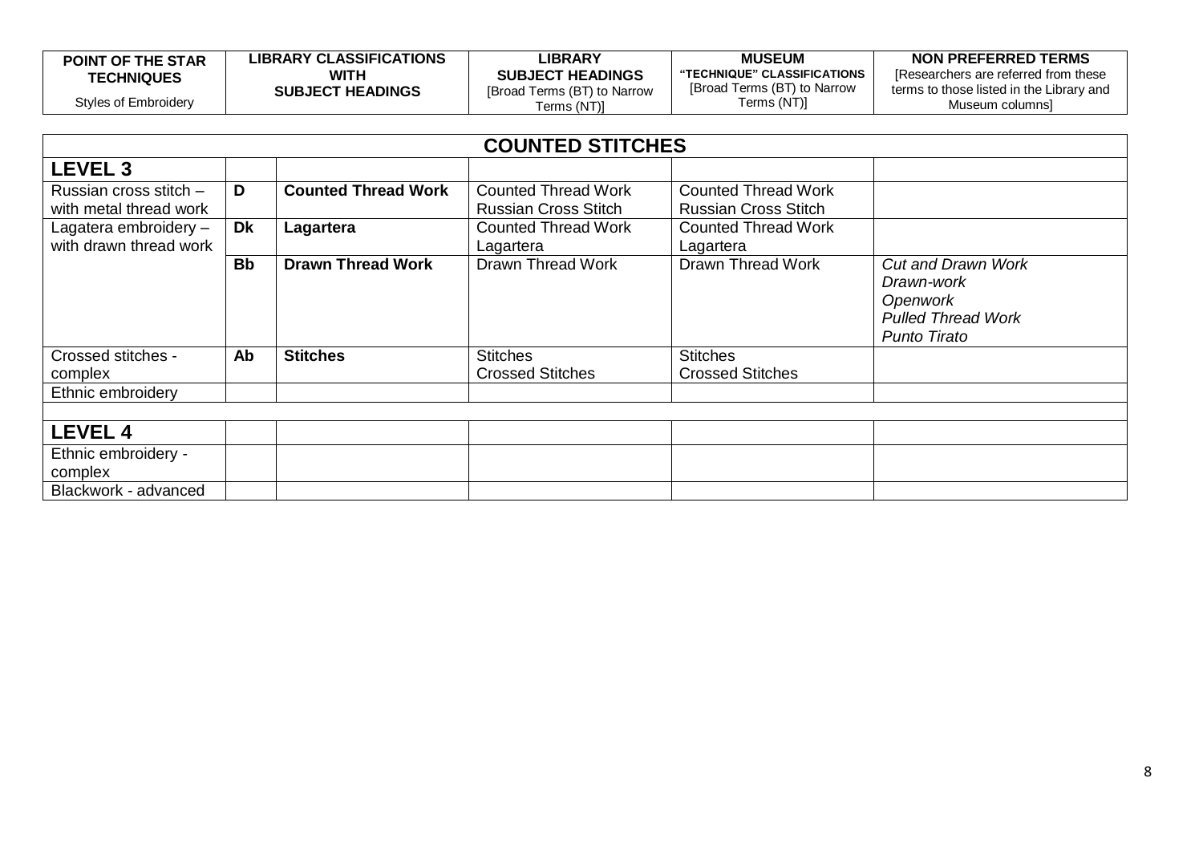| POINT OF THE STAR TECHNIQUES<br>Styles of Embroidery | LIBRARY CLASSIFICATIONS WITH SUBJECT HEADINGS | | LIBRARY SUBJECT HEADINGS<br>[Broad Terms (BT) to Narrow Terms (NT)] | MUSEUM "TECHNIQUE" CLASSIFICATIONS<br>[Broad Terms (BT) to Narrow Terms (NT)] | NON PREFERRED TERMS<br>[Researchers are referred from these terms to those listed in the Library and Museum columns] |
|---|---|---|---|---|---|
| **COUNTED STITCHES** | | | | | |
| **LEVEL 3** | | | | | |
| Russian cross stitch – with metal thread work | **D** | **Counted Thread Work** | Counted Thread Work<br>Russian Cross Stitch | Counted Thread Work<br>Russian Cross Stitch | |
| Lagatera embroidery – with drawn thread work | **Dk** | **Lagartera** | Counted Thread Work<br>Lagartera | Counted Thread Work<br>Lagartera | |
| | **Bb** | **Drawn Thread Work** | Drawn Thread Work | Drawn Thread Work | *Cut and Drawn Work*<br>*Drawn-work*<br>*Openwork*<br>*Pulled Thread Work*<br>*Punto Tirato* |
| Crossed stitches - complex | **Ab** | **Stitches** | Stitches<br>Crossed Stitches | Stitches<br>Crossed Stitches | |
| Ethnic embroidery | | | | | |
| **LEVEL 4** | | | | | |
| Ethnic embroidery - complex | | | | | |
| Blackwork - advanced | | | | | |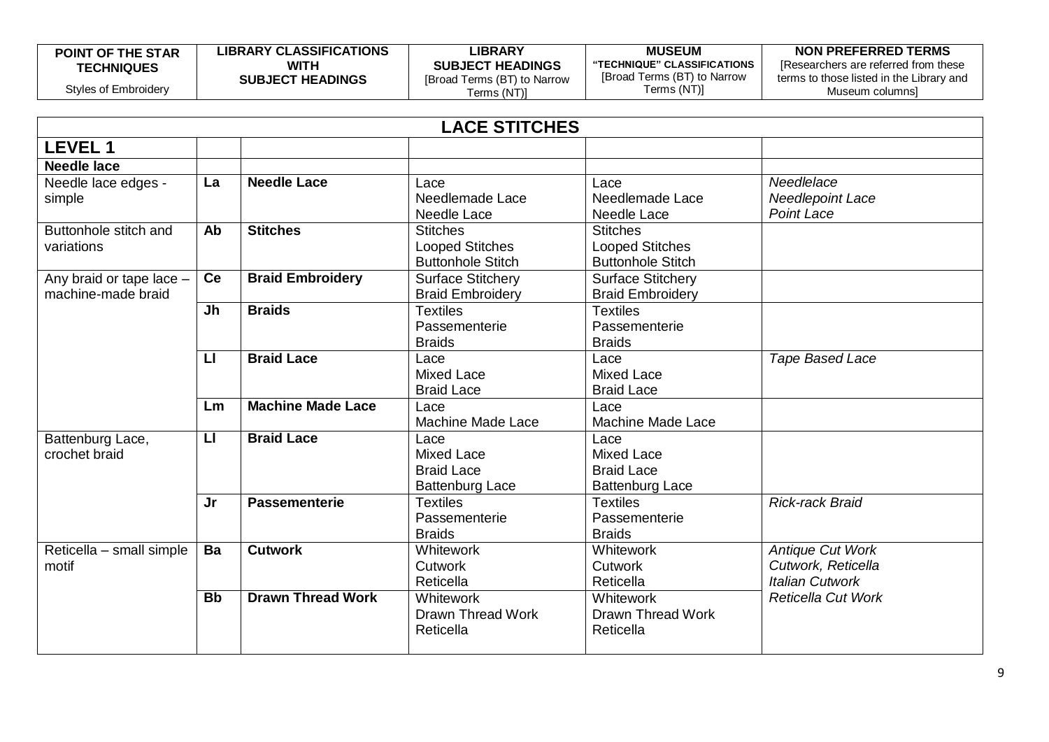| POINT OF THE STAR TECHNIQUES<br>Styles of Embroidery | LIBRARY CLASSIFICATIONS WITH SUBJECT HEADINGS | | LIBRARY SUBJECT HEADINGS<br>[Broad Terms (BT) to Narrow Terms (NT)] | MUSEUM "TECHNIQUE" CLASSIFICATIONS<br>[Broad Terms (BT) to Narrow Terms (NT)] | NON PREFERRED TERMS<br>[Researchers are referred from these terms to those listed in the Library and Museum columns] |
|---|---|---|---|---|---|
| **LACE STITCHES** | | | | | |
| **LEVEL 1** | | | | | |
| **Needle lace** | | | | | |
| Needle lace edges - simple | **La** | **Needle Lace** | Lace<br>Needlemade Lace<br>Needle Lace | Lace<br>Needlemade Lace<br>Needle Lace | *Needlelace*<br>*Needlepoint Lace*<br>*Point Lace* |
| Buttonhole stitch and variations | **Ab** | **Stitches** | Stitches<br>Looped Stitches<br>Buttonhole Stitch | Stitches<br>Looped Stitches<br>Buttonhole Stitch | |
| Any braid or tape lace – machine-made braid | **Ce** | **Braid Embroidery** | Surface Stitchery<br>Braid Embroidery | Surface Stitchery<br>Braid Embroidery | |
| | **Jh** | **Braids** | Textiles<br>Passementerie<br>Braids | Textiles<br>Passementerie<br>Braids | |
| | **Ll** | **Braid Lace** | Lace<br>Mixed Lace<br>Braid Lace | Lace<br>Mixed Lace<br>Braid Lace | *Tape Based Lace* |
| | **Lm** | **Machine Made Lace** | Lace<br>Machine Made Lace | Lace<br>Machine Made Lace | |
| Battenburg Lace, crochet braid | **Ll** | **Braid Lace** | Lace<br>Mixed Lace<br>Braid Lace<br>Battenburg Lace | Lace<br>Mixed Lace<br>Braid Lace<br>Battenburg Lace | |
| | **Jr** | **Passementerie** | Textiles<br>Passementerie<br>Braids | Textiles<br>Passementerie<br>Braids | *Rick-rack Braid* |
| Reticella – small simple motif | **Ba** | **Cutwork** | Whitework<br>Cutwork<br>Reticella | Whitework<br>Cutwork<br>Reticella | *Antique Cut Work*<br>*Cutwork, Reticella*<br>*Italian Cutwork*<br>*Reticella Cut Work* |
| | **Bb** | **Drawn Thread Work** | Whitework<br>Drawn Thread Work<br>Reticella | Whitework<br>Drawn Thread Work<br>Reticella | |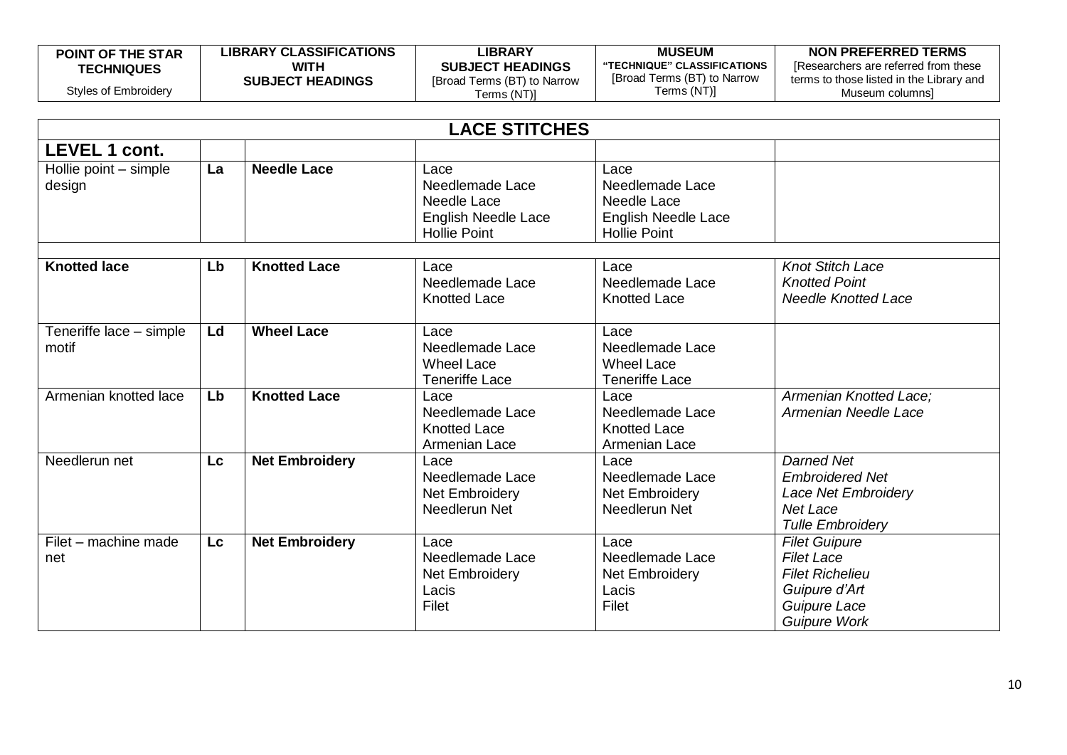| POINT OF THE STAR TECHNIQUES<br>Styles of Embroidery | LIBRARY CLASSIFICATIONS WITH SUBJECT HEADINGS | | LIBRARY SUBJECT HEADINGS<br>[Broad Terms (BT) to Narrow Terms (NT)] | MUSEUM "TECHNIQUE" CLASSIFICATIONS<br>[Broad Terms (BT) to Narrow Terms (NT)] | NON PREFERRED TERMS<br>[Researchers are referred from these terms to those listed in the Library and Museum columns] |
|---|---|---|---|---|---|
| **LACE STITCHES** | | | | | |
| **LEVEL 1 cont.** | | | | | |
| Hollie point – simple design | **La** | **Needle Lace** | Lace<br>Needlemade Lace<br>Needle Lace<br>English Needle Lace<br>Hollie Point | Lace<br>Needlemade Lace<br>Needle Lace<br>English Needle Lace<br>Hollie Point | |
| | | | | | |
| **Knotted lace** | **Lb** | **Knotted Lace** | Lace<br>Needlemade Lace<br>Knotted Lace | Lace<br>Needlemade Lace<br>Knotted Lace | *Knot Stitch Lace*<br>*Knotted Point*<br>*Needle Knotted Lace* |
| Teneriffe lace – simple motif | **Ld** | **Wheel Lace** | Lace<br>Needlemade Lace<br>Wheel Lace<br>Teneriffe Lace | Lace<br>Needlemade Lace<br>Wheel Lace<br>Teneriffe Lace | |
| Armenian knotted lace | **Lb** | **Knotted Lace** | Lace<br>Needlemade Lace<br>Knotted Lace<br>Armenian Lace | Lace<br>Needlemade Lace<br>Knotted Lace<br>Armenian Lace | *Armenian Knotted Lace;*<br>*Armenian Needle Lace* |
| Needlerun net | **Lc** | **Net Embroidery** | Lace<br>Needlemade Lace<br>Net Embroidery<br>Needlerun Net | Lace<br>Needlemade Lace<br>Net Embroidery<br>Needlerun Net | *Darned Net*<br>*Embroidered Net*<br>*Lace Net Embroidery*<br>*Net Lace*<br>*Tulle Embroidery* |
| Filet – machine made net | **Lc** | **Net Embroidery** | Lace<br>Needlemade Lace<br>Net Embroidery<br>Lacis<br>Filet | Lace<br>Needlemade Lace<br>Net Embroidery<br>Lacis<br>Filet | *Filet Guipure*<br>*Filet Lace*<br>*Filet Richelieu*<br>*Guipure d'Art*<br>*Guipure Lace*<br>*Guipure Work* |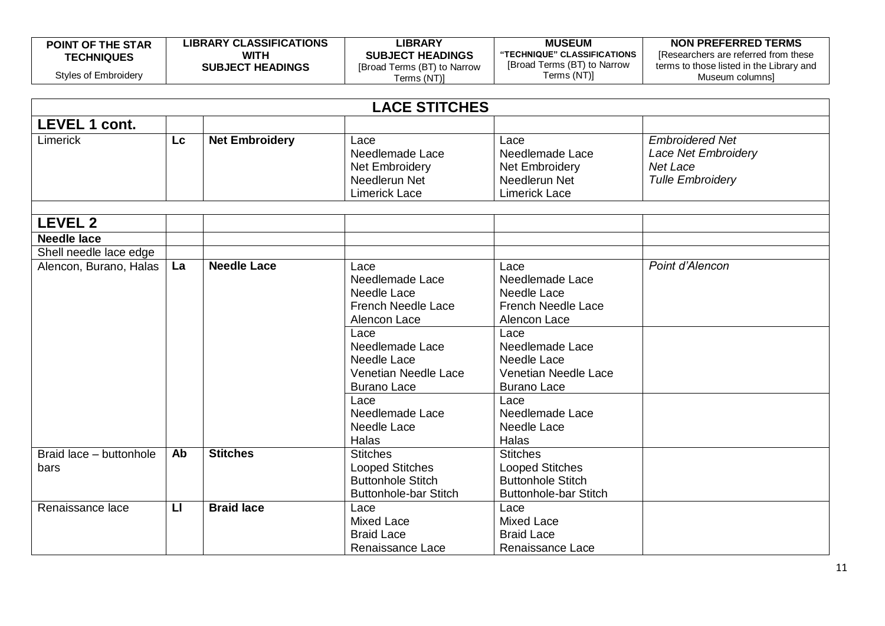| POINT OF THE STAR TECHNIQUES<br>Styles of Embroidery | LIBRARY CLASSIFICATIONS WITH SUBJECT HEADINGS | | LIBRARY SUBJECT HEADINGS<br>[Broad Terms (BT) to Narrow Terms (NT)] | MUSEUM "TECHNIQUE" CLASSIFICATIONS<br>[Broad Terms (BT) to Narrow Terms (NT)] | NON PREFERRED TERMS<br>[Researchers are referred from these terms to those listed in the Library and Museum columns] |
|---|---|---|---|---|---|
| **LACE STITCHES** | | | | | |
| **LEVEL 1 cont.** | | | | | |
| Limerick | **Lc** | **Net Embroidery** | Lace<br>Needlemade Lace<br>Net Embroidery<br>Needlerun Net<br>Limerick Lace | Lace<br>Needlemade Lace<br>Net Embroidery<br>Needlerun Net<br>Limerick Lace | *Embroidered Net*<br>*Lace Net Embroidery*<br>*Net Lace*<br>*Tulle Embroidery* |
| | | | | | |
| **LEVEL 2** | | | | | |
| **Needle lace** | | | | | |
| Shell needle lace edge | | | | | |
| Alencon, Burano, Halas | **La** | **Needle Lace** | Lace<br>Needlemade Lace<br>Needle Lace<br>French Needle Lace<br>Alencon Lace | Lace<br>Needlemade Lace<br>Needle Lace<br>French Needle Lace<br>Alencon Lace | *Point d'Alencon* |
| | | | Lace<br>Needlemade Lace<br>Needle Lace<br>Venetian Needle Lace<br>Burano Lace | Lace<br>Needlemade Lace<br>Needle Lace<br>Venetian Needle Lace<br>Burano Lace | |
| | | | Lace<br>Needlemade Lace<br>Needle Lace<br>Halas | Lace<br>Needlemade Lace<br>Needle Lace<br>Halas | |
| Braid lace – buttonhole bars | **Ab** | **Stitches** | Stitches<br>Looped Stitches<br>Buttonhole Stitch<br>Buttonhole-bar Stitch | Stitches<br>Looped Stitches<br>Buttonhole Stitch<br>Buttonhole-bar Stitch | |
| Renaissance lace | **Ll** | **Braid lace** | Lace<br>Mixed Lace<br>Braid Lace<br>Renaissance Lace | Lace<br>Mixed Lace<br>Braid Lace<br>Renaissance Lace | |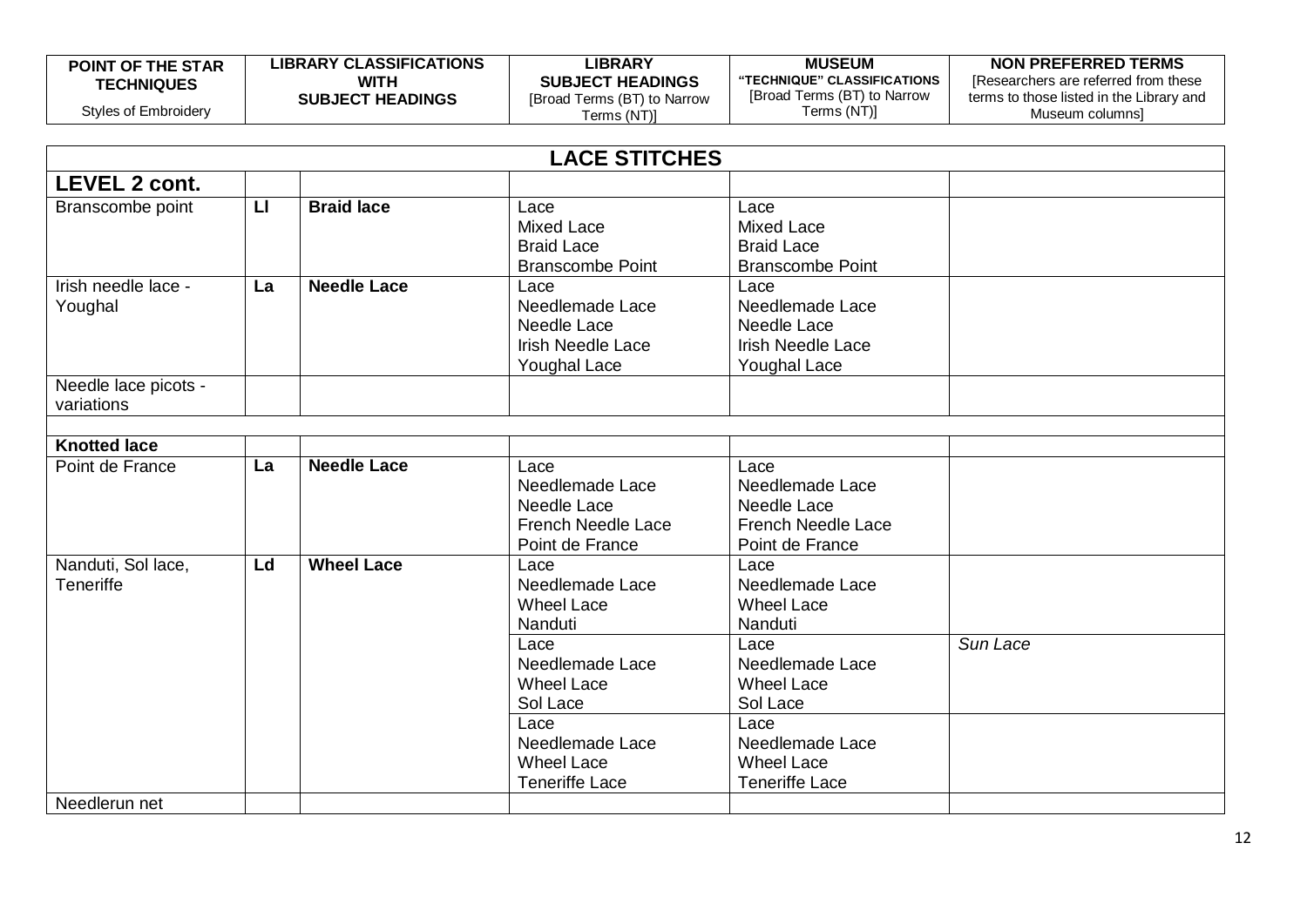| POINT OF THE STAR TECHNIQUES<br>Styles of Embroidery | LIBRARY CLASSIFICATIONS WITH SUBJECT HEADINGS | | LIBRARY SUBJECT HEADINGS<br>[Broad Terms (BT) to Narrow Terms (NT)] | MUSEUM "TECHNIQUE" CLASSIFICATIONS<br>[Broad Terms (BT) to Narrow Terms (NT)] | NON PREFERRED TERMS<br>[Researchers are referred from these terms to those listed in the Library and Museum columns] |
|---|---|---|---|---|---|
| **LACE STITCHES** | | | | | |
| **LEVEL 2 cont.** | | | | | |
| Branscombe point | **Ll** | **Braid lace** | Lace<br>Mixed Lace<br>Braid Lace<br>Branscombe Point | Lace<br>Mixed Lace<br>Braid Lace<br>Branscombe Point | |
| Irish needle lace - Youghal | **La** | **Needle Lace** | Lace<br>Needlemade Lace<br>Needle Lace<br>Irish Needle Lace<br>Youghal Lace | Lace<br>Needlemade Lace<br>Needle Lace<br>Irish Needle Lace<br>Youghal Lace | |
| Needle lace picots - variations | | | | | |
| | | | | | |
| **Knotted lace** | | | | | |
| Point de France | **La** | **Needle Lace** | Lace<br>Needlemade Lace<br>Needle Lace<br>French Needle Lace<br>Point de France | Lace<br>Needlemade Lace<br>Needle Lace<br>French Needle Lace<br>Point de France | |
| Nanduti, Sol lace, Teneriffe | **Ld** | **Wheel Lace** | Lace<br>Needlemade Lace<br>Wheel Lace<br>Nanduti | Lace<br>Needlemade Lace<br>Wheel Lace<br>Nanduti | |
| | | | Lace<br>Needlemade Lace<br>Wheel Lace<br>Sol Lace | Lace<br>Needlemade Lace<br>Wheel Lace<br>Sol Lace | *Sun Lace* |
| | | | Lace<br>Needlemade Lace<br>Wheel Lace<br>Teneriffe Lace | Lace<br>Needlemade Lace<br>Wheel Lace<br>Teneriffe Lace | |
| Needlerun net | | | | | |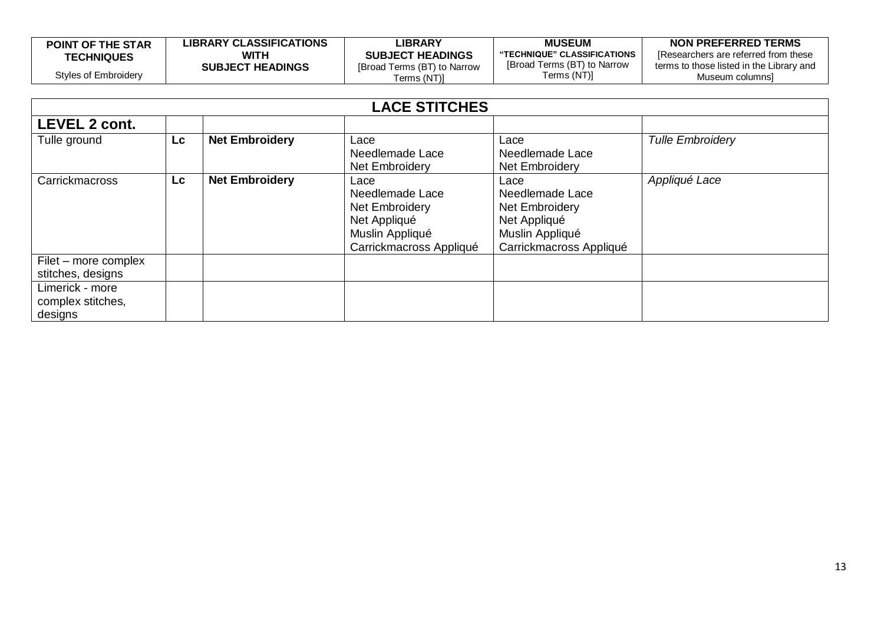| **POINT OF THE STAR TECHNIQUES** Styles of Embroidery | **LIBRARY CLASSIFICATIONS WITH SUBJECT HEADINGS** | | **LIBRARY SUBJECT HEADINGS** [Broad Terms (BT) to Narrow Terms (NT)] | **MUSEUM "TECHNIQUE" CLASSIFICATIONS** [Broad Terms (BT) to Narrow Terms (NT)] | **NON PREFERRED TERMS** [Researchers are referred from these terms to those listed in the Library and Museum columns] |
|---|---|---|---|---|---|
| **LACE STITCHES** | | | | | |
| **LEVEL 2 cont.** | | | | | |
| Tulle ground | **Lc** | **Net Embroidery** | Lace<br>Needlemade Lace<br>Net Embroidery | Lace<br>Needlemade Lace<br>Net Embroidery | *Tulle Embroidery* |
| Carrickmacross | **Lc** | **Net Embroidery** | Lace<br>Needlemade Lace<br>Net Embroidery<br>Net Appliqué<br>Muslin Appliqué<br>Carrickmacross Appliqué | Lace<br>Needlemade Lace<br>Net Embroidery<br>Net Appliqué<br>Muslin Appliqué<br>Carrickmacross Appliqué | *Appliqué Lace* |
| Filet – more complex stitches, designs | | | | | |
| Limerick - more complex stitches, designs | | | | | |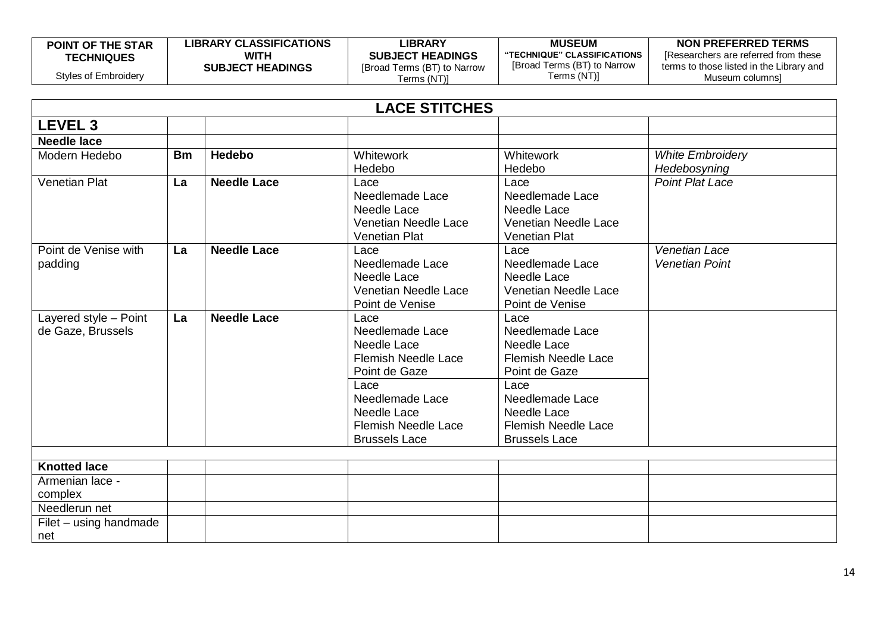| POINT OF THE STAR TECHNIQUES<br>Styles of Embroidery | LIBRARY CLASSIFICATIONS WITH SUBJECT HEADINGS | | LIBRARY SUBJECT HEADINGS<br>[Broad Terms (BT) to Narrow Terms (NT)] | MUSEUM "TECHNIQUE" CLASSIFICATIONS<br>[Broad Terms (BT) to Narrow Terms (NT)] | NON PREFERRED TERMS<br>[Researchers are referred from these terms to those listed in the Library and Museum columns] |
|---|---|---|---|---|---|
| **LACE STITCHES** | | | | | |
| **LEVEL 3** | | | | | |
| **Needle lace** | | | | | |
| Modern Hedebo | **Bm** | **Hedebo** | Whitework<br>Hedebo | Whitework<br>Hedebo | *White Embroidery*<br>*Hedebosyning* |
| Venetian Plat | **La** | **Needle Lace** | Lace<br>Needlemade Lace<br>Needle Lace<br>Venetian Needle Lace<br>Venetian Plat | Lace<br>Needlemade Lace<br>Needle Lace<br>Venetian Needle Lace<br>Venetian Plat | *Point Plat Lace* |
| Point de Venise with padding | **La** | **Needle Lace** | Lace<br>Needlemade Lace<br>Needle Lace<br>Venetian Needle Lace<br>Point de Venise | Lace<br>Needlemade Lace<br>Needle Lace<br>Venetian Needle Lace<br>Point de Venise | *Venetian Lace*<br>*Venetian Point* |
| Layered style – Point de Gaze, Brussels | **La** | **Needle Lace** | Lace<br>Needlemade Lace<br>Needle Lace<br>Flemish Needle Lace<br>Point de Gaze<br>Lace<br>Needlemade Lace<br>Needle Lace<br>Flemish Needle Lace<br>Brussels Lace | Lace<br>Needlemade Lace<br>Needle Lace<br>Flemish Needle Lace<br>Point de Gaze<br>Lace<br>Needlemade Lace<br>Needle Lace<br>Flemish Needle Lace<br>Brussels Lace | |
| | | | | | |
| **Knotted lace** | | | | | |
| Armenian lace - complex | | | | | |
| Needlerun net | | | | | |
| Filet – using handmade net | | | | | |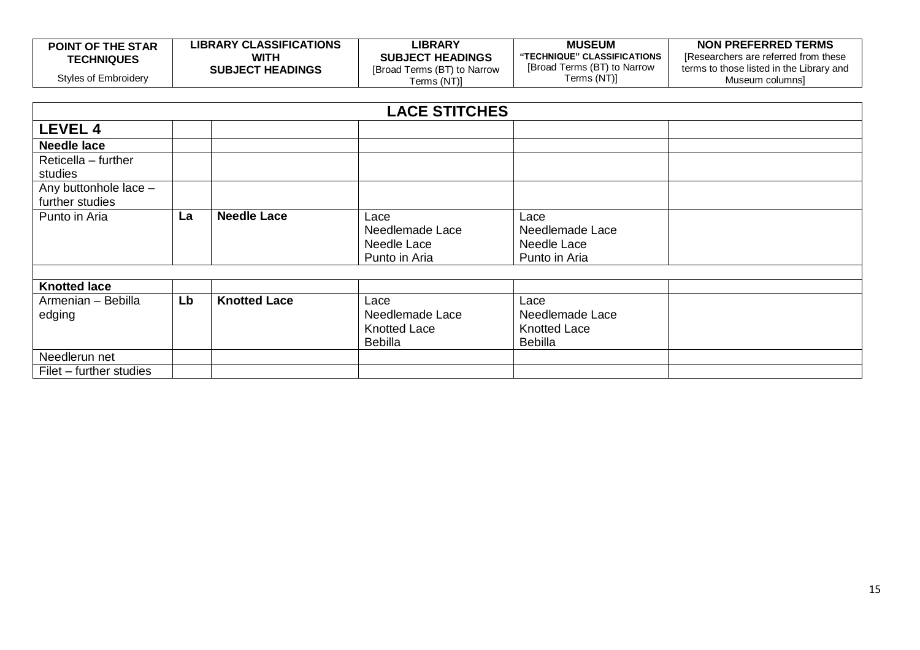| POINT OF THE STAR TECHNIQUES<br>Styles of Embroidery | LIBRARY CLASSIFICATIONS WITH SUBJECT HEADINGS | | LIBRARY SUBJECT HEADINGS<br>[Broad Terms (BT) to Narrow Terms (NT)] | MUSEUM "TECHNIQUE" CLASSIFICATIONS<br>[Broad Terms (BT) to Narrow Terms (NT)] | NON PREFERRED TERMS<br>[Researchers are referred from these terms to those listed in the Library and Museum columns] |
|---|---|---|---|---|---|
| **LACE STITCHES** | | | | | |
| **LEVEL 4** | | | | | |
| **Needle lace** | | | | | |
| Reticella – further studies | | | | | |
| Any buttonhole lace – further studies | | | | | |
| Punto in Aria | **La** | **Needle Lace** | Lace<br>Needlemade Lace<br>Needle Lace<br>Punto in Aria | Lace<br>Needlemade Lace<br>Needle Lace<br>Punto in Aria | |
| | | | | | |
| **Knotted lace** | | | | | |
| Armenian – Bebilla edging | **Lb** | **Knotted Lace** | Lace<br>Needlemade Lace<br>Knotted Lace<br>Bebilla | Lace<br>Needlemade Lace<br>Knotted Lace<br>Bebilla | |
| Needlerun net | | | | | |
| Filet – further studies | | | | | |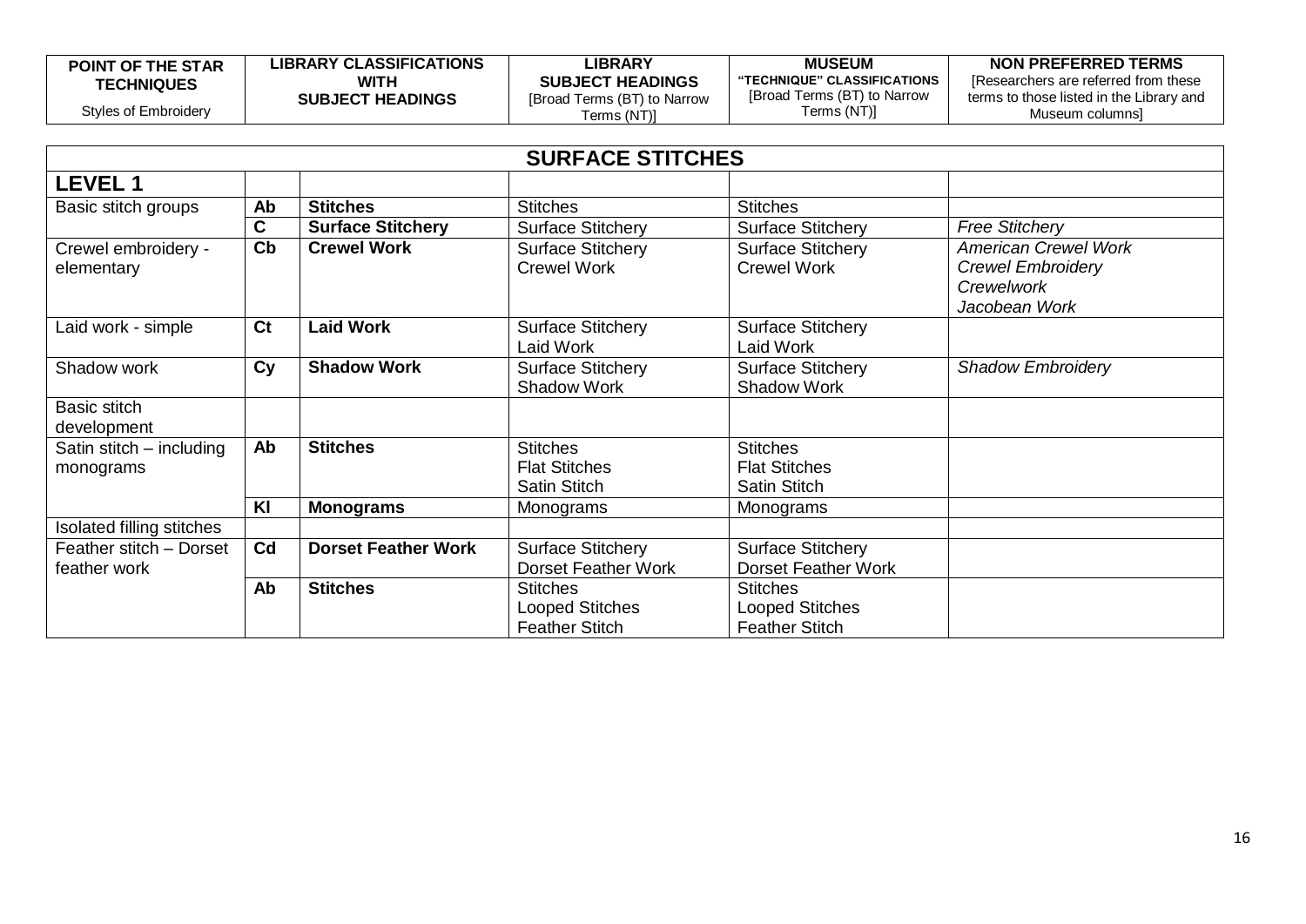| POINT OF THE STAR TECHNIQUES<br>Styles of Embroidery | LIBRARY CLASSIFICATIONS WITH SUBJECT HEADINGS | | LIBRARY SUBJECT HEADINGS<br>[Broad Terms (BT) to Narrow Terms (NT)] | MUSEUM "TECHNIQUE" CLASSIFICATIONS<br>[Broad Terms (BT) to Narrow Terms (NT)] | NON PREFERRED TERMS<br>[Researchers are referred from these terms to those listed in the Library and Museum columns] |
|---|---|---|---|---|---|
| **SURFACE STITCHES** | | | | | |
| **LEVEL 1** | | | | | |
| Basic stitch groups | **Ab** | **Stitches** | Stitches | Stitches | |
| | **C** | **Surface Stitchery** | Surface Stitchery | Surface Stitchery | *Free Stitchery* |
| Crewel embroidery - elementary | **Cb** | **Crewel Work** | Surface Stitchery<br>Crewel Work | Surface Stitchery<br>Crewel Work | *American Crewel Work*<br>*Crewel Embroidery*<br>*Crewelwork*<br>*Jacobean Work* |
| Laid work - simple | **Ct** | **Laid Work** | Surface Stitchery<br>Laid Work | Surface Stitchery<br>Laid Work | |
| Shadow work | **Cy** | **Shadow Work** | Surface Stitchery<br>Shadow Work | Surface Stitchery<br>Shadow Work | *Shadow Embroidery* |
| Basic stitch development | | | | | |
| Satin stitch – including monograms | **Ab** | **Stitches** | Stitches<br>Flat Stitches<br>Satin Stitch | Stitches<br>Flat Stitches<br>Satin Stitch | |
| | **Kl** | **Monograms** | Monograms | Monograms | |
| Isolated filling stitches | | | | | |
| Feather stitch – Dorset feather work | **Cd** | **Dorset Feather Work** | Surface Stitchery<br>Dorset Feather Work | Surface Stitchery<br>Dorset Feather Work | |
| | **Ab** | **Stitches** | Stitches<br>Looped Stitches<br>Feather Stitch | Stitches<br>Looped Stitches<br>Feather Stitch | |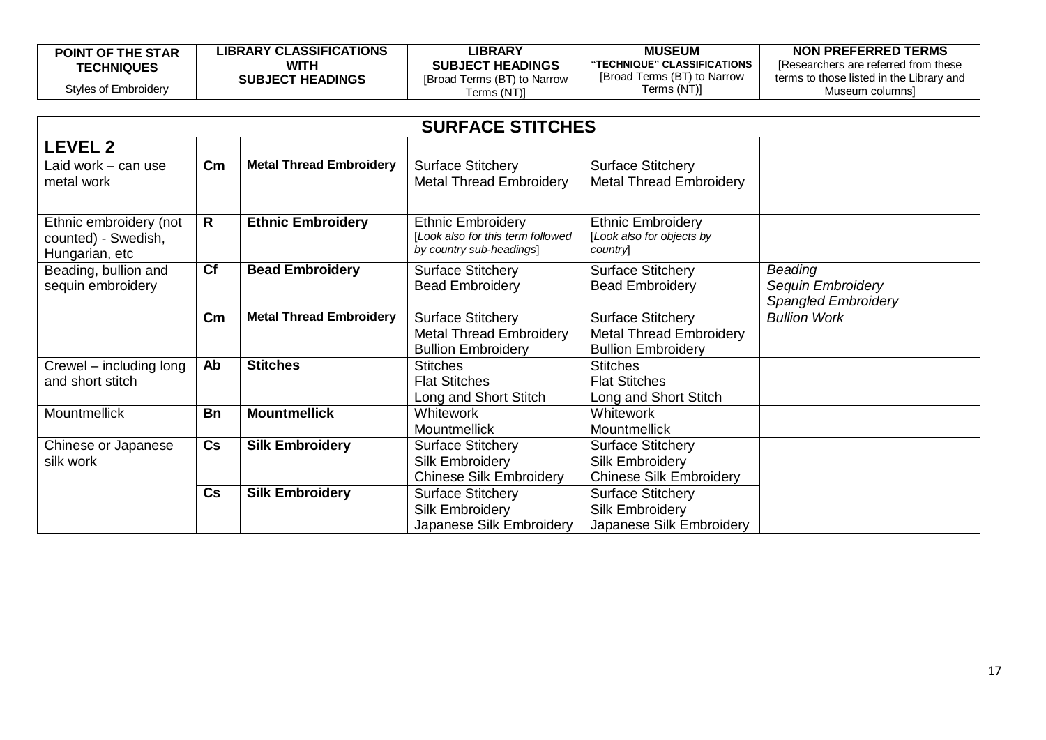| POINT OF THE STAR TECHNIQUES<br>Styles of Embroidery | LIBRARY CLASSIFICATIONS WITH SUBJECT HEADINGS | | LIBRARY SUBJECT HEADINGS<br>[Broad Terms (BT) to Narrow Terms (NT)] | MUSEUM "TECHNIQUE" CLASSIFICATIONS<br>[Broad Terms (BT) to Narrow Terms (NT)] | NON PREFERRED TERMS<br>[Researchers are referred from these terms to those listed in the Library and Museum columns] |
|---|---|---|---|---|---|
| **SURFACE STITCHES** | | | | | |
| **LEVEL 2** | | | | | |
| Laid work – can use metal work | **Cm** | **Metal Thread Embroidery** | Surface Stitchery<br>Metal Thread Embroidery | Surface Stitchery<br>Metal Thread Embroidery | |
| Ethnic embroidery (not counted) - Swedish, Hungarian, etc | **R** | **Ethnic Embroidery** | Ethnic Embroidery<br>*[Look also for this term followed by country sub-headings]* | Ethnic Embroidery<br>*[Look also for objects by country]* | |
| Beading, bullion and sequin embroidery | **Cf** | **Bead Embroidery** | Surface Stitchery<br>Bead Embroidery | Surface Stitchery<br>Bead Embroidery | *Beading*<br>*Sequin Embroidery*<br>*Spangled Embroidery* |
| | **Cm** | **Metal Thread Embroidery** | Surface Stitchery<br>Metal Thread Embroidery<br>Bullion Embroidery | Surface Stitchery<br>Metal Thread Embroidery<br>Bullion Embroidery | *Bullion Work* |
| Crewel – including long and short stitch | **Ab** | **Stitches** | Stitches<br>Flat Stitches<br>Long and Short Stitch | Stitches<br>Flat Stitches<br>Long and Short Stitch | |
| Mountmellick | **Bn** | **Mountmellick** | Whitework<br>Mountmellick | Whitework<br>Mountmellick | |
| Chinese or Japanese silk work | **Cs** | **Silk Embroidery** | Surface Stitchery<br>Silk Embroidery<br>Chinese Silk Embroidery | Surface Stitchery<br>Silk Embroidery<br>Chinese Silk Embroidery | |
| | **Cs** | **Silk Embroidery** | Surface Stitchery<br>Silk Embroidery<br>Japanese Silk Embroidery | Surface Stitchery<br>Silk Embroidery<br>Japanese Silk Embroidery | |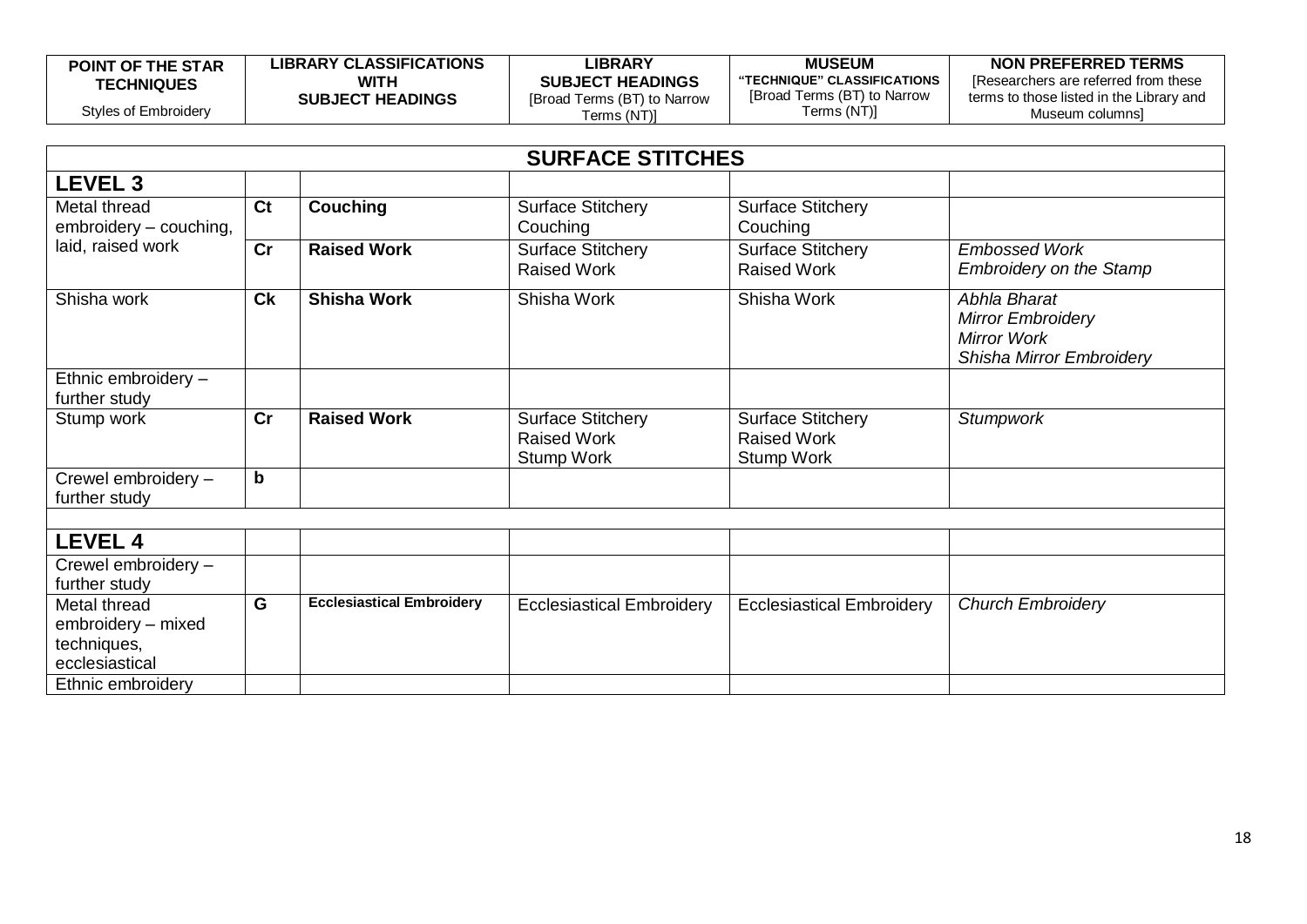| POINT OF THE STAR TECHNIQUES Styles of Embroidery | LIBRARY CLASSIFICATIONS WITH SUBJECT HEADINGS | | LIBRARY SUBJECT HEADINGS [Broad Terms (BT) to Narrow Terms (NT)] | MUSEUM "TECHNIQUE" CLASSIFICATIONS [Broad Terms (BT) to Narrow Terms (NT)] | NON PREFERRED TERMS [Researchers are referred from these terms to those listed in the Library and Museum columns] |
|---|---|---|---|---|---|
| **SURFACE STITCHES** | | | | | |
| **LEVEL 3** | | | | | |
| Metal thread embroidery – couching, laid, raised work | **Ct** | **Couching** | Surface Stitchery<br>Couching | Surface Stitchery<br>Couching | |
| | **Cr** | **Raised Work** | Surface Stitchery<br>Raised Work | Surface Stitchery<br>Raised Work | *Embossed Work*<br>*Embroidery on the Stamp* |
| Shisha work | **Ck** | **Shisha Work** | Shisha Work | Shisha Work | *Abhla Bharat*<br>*Mirror Embroidery*<br>*Mirror Work*<br>*Shisha Mirror Embroidery* |
| Ethnic embroidery – further study | | | | | |
| Stump work | **Cr** | **Raised Work** | Surface Stitchery<br>Raised Work<br>Stump Work | Surface Stitchery<br>Raised Work<br>Stump Work | *Stumpwork* |
| Crewel embroidery – further study | **b** | | | | |
| | | | | | |
| **LEVEL 4** | | | | | |
| Crewel embroidery – further study | | | | | |
| Metal thread embroidery – mixed techniques, ecclesiastical | **G** | **Ecclesiastical Embroidery** | Ecclesiastical Embroidery | Ecclesiastical Embroidery | *Church Embroidery* |
| Ethnic embroidery | | | | | |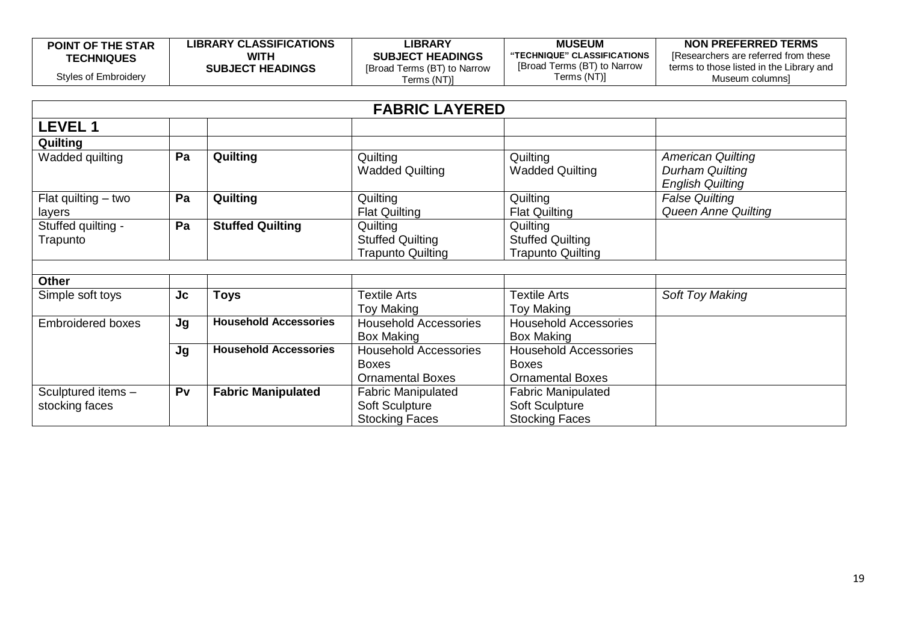| POINT OF THE STAR TECHNIQUES<br>Styles of Embroidery | LIBRARY CLASSIFICATIONS WITH SUBJECT HEADINGS | | LIBRARY SUBJECT HEADINGS<br>[Broad Terms (BT) to Narrow Terms (NT)] | MUSEUM "TECHNIQUE" CLASSIFICATIONS<br>[Broad Terms (BT) to Narrow Terms (NT)] | NON PREFERRED TERMS<br>[Researchers are referred from these terms to those listed in the Library and Museum columns] |
|---|---|---|---|---|---|
| **FABRIC LAYERED** | | | | | |
| **LEVEL 1** | | | | | |
| **Quilting** | | | | | |
| Wadded quilting | **Pa** | **Quilting** | Quilting<br>Wadded Quilting | Quilting<br>Wadded Quilting | *American Quilting*<br>*Durham Quilting*<br>*English Quilting* |
| Flat quilting – two layers | **Pa** | **Quilting** | Quilting<br>Flat Quilting | Quilting<br>Flat Quilting | *False Quilting*<br>*Queen Anne Quilting* |
| Stuffed quilting - Trapunto | **Pa** | **Stuffed Quilting** | Quilting<br>Stuffed Quilting<br>Trapunto Quilting | Quilting<br>Stuffed Quilting<br>Trapunto Quilting | |
| | | | | | |
| **Other** | | | | | |
| Simple soft toys | **Jc** | **Toys** | Textile Arts<br>Toy Making | Textile Arts<br>Toy Making | *Soft Toy Making* |
| Embroidered boxes | **Jg** | **Household Accessories** | Household Accessories<br>Box Making | Household Accessories<br>Box Making | |
| | **Jg** | **Household Accessories** | Household Accessories<br>Boxes<br>Ornamental Boxes | Household Accessories<br>Boxes<br>Ornamental Boxes | |
| Sculptured items – stocking faces | **Pv** | **Fabric Manipulated** | Fabric Manipulated<br>Soft Sculpture<br>Stocking Faces | Fabric Manipulated<br>Soft Sculpture<br>Stocking Faces | |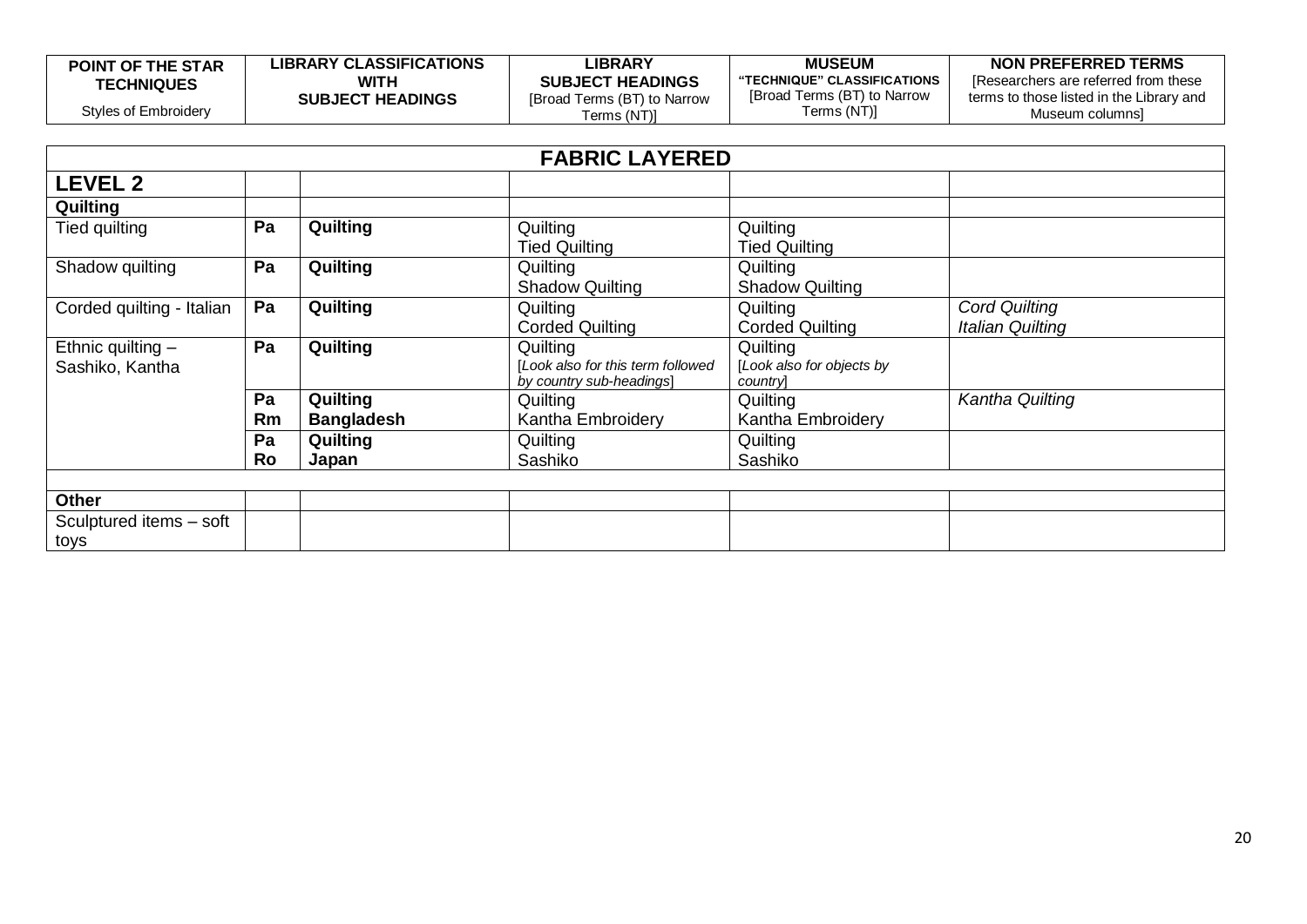| POINT OF THE STAR TECHNIQUES<br>Styles of Embroidery | LIBRARY CLASSIFICATIONS WITH SUBJECT HEADINGS | | LIBRARY SUBJECT HEADINGS<br>[Broad Terms (BT) to Narrow Terms (NT)] | MUSEUM "TECHNIQUE" CLASSIFICATIONS<br>[Broad Terms (BT) to Narrow Terms (NT)] | NON PREFERRED TERMS<br>[Researchers are referred from these terms to those listed in the Library and Museum columns] |
|---|---|---|---|---|---|
| **FABRIC LAYERED** | | | | | |
| **LEVEL 2** | | | | | |
| **Quilting** | | | | | |
| Tied quilting | **Pa** | **Quilting** | Quilting<br>Tied Quilting | Quilting<br>Tied Quilting | |
| Shadow quilting | **Pa** | **Quilting** | Quilting<br>Shadow Quilting | Quilting<br>Shadow Quilting | |
| Corded quilting - Italian | **Pa** | **Quilting** | Quilting<br>Corded Quilting | Quilting<br>Corded Quilting | *Cord Quilting*<br>*Italian Quilting* |
| Ethnic quilting – Sashiko, Kantha | **Pa** | **Quilting** | Quilting<br>*[Look also for this term followed by country sub-headings]* | Quilting<br>*[Look also for objects by country]* | |
| | **Pa**<br>**Rm** | **Quilting**<br>**Bangladesh** | Quilting<br>Kantha Embroidery | Quilting<br>Kantha Embroidery | *Kantha Quilting* |
| | **Pa**<br>**Ro** | **Quilting**<br>**Japan** | Quilting<br>Sashiko | Quilting<br>Sashiko | |
| | | | | | |
| **Other** | | | | | |
| Sculptured items – soft toys | | | | | |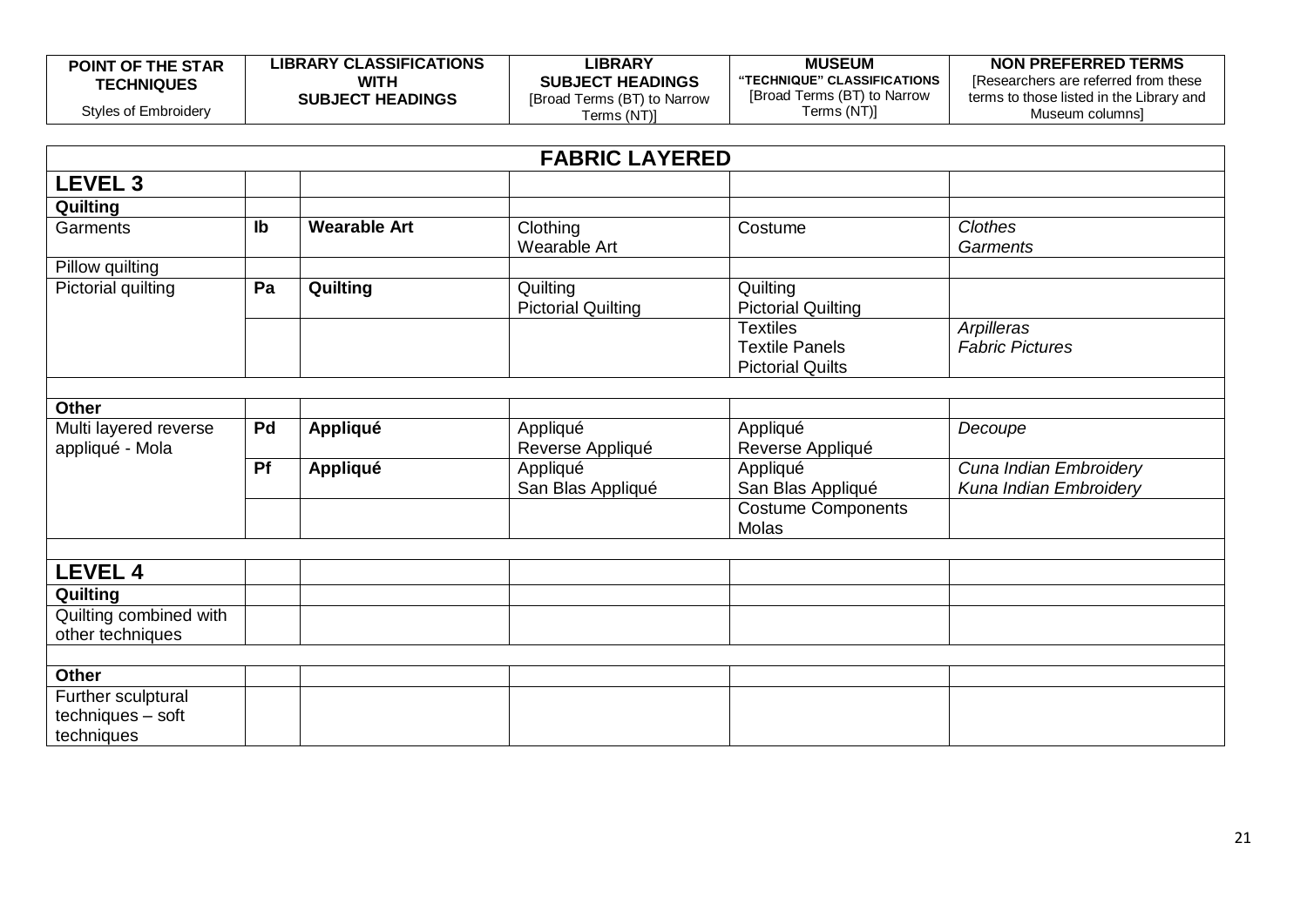| POINT OF THE STAR TECHNIQUES<br>Styles of Embroidery | LIBRARY CLASSIFICATIONS WITH SUBJECT HEADINGS | | LIBRARY SUBJECT HEADINGS<br>[Broad Terms (BT) to Narrow Terms (NT)] | MUSEUM "TECHNIQUE" CLASSIFICATIONS<br>[Broad Terms (BT) to Narrow Terms (NT)] | NON PREFERRED TERMS<br>[Researchers are referred from these terms to those listed in the Library and Museum columns] |
|---|---|---|---|---|---|
| **FABRIC LAYERED** | | | | | |
| **LEVEL 3** | | | | | |
| **Quilting** | | | | | |
| Garments | **Ib** | **Wearable Art** | Clothing<br>Wearable Art | Costume | *Clothes*<br>*Garments* |
| Pillow quilting | | | | | |
| Pictorial quilting | **Pa** | **Quilting** | Quilting<br>Pictorial Quilting | Quilting<br>Pictorial Quilting | |
| | | | | Textiles<br>Textile Panels<br>Pictorial Quilts | *Arpilleras*<br>*Fabric Pictures* |
| | | | | | |
| **Other** | | | | | |
| Multi layered reverse appliqué - Mola | **Pd** | **Appliqué** | Appliqué<br>Reverse Appliqué | Appliqué<br>Reverse Appliqué | *Decoupe* |
| | **Pf** | **Appliqué** | Appliqué<br>San Blas Appliqué | Appliqué<br>San Blas Appliqué | *Cuna Indian Embroidery*<br>*Kuna Indian Embroidery* |
| | | | | Costume Components<br>Molas | |
| | | | | | |
| **LEVEL 4** | | | | | |
| **Quilting** | | | | | |
| Quilting combined with other techniques | | | | | |
| | | | | | |
| **Other** | | | | | |
| Further sculptural techniques – soft techniques | | | | | |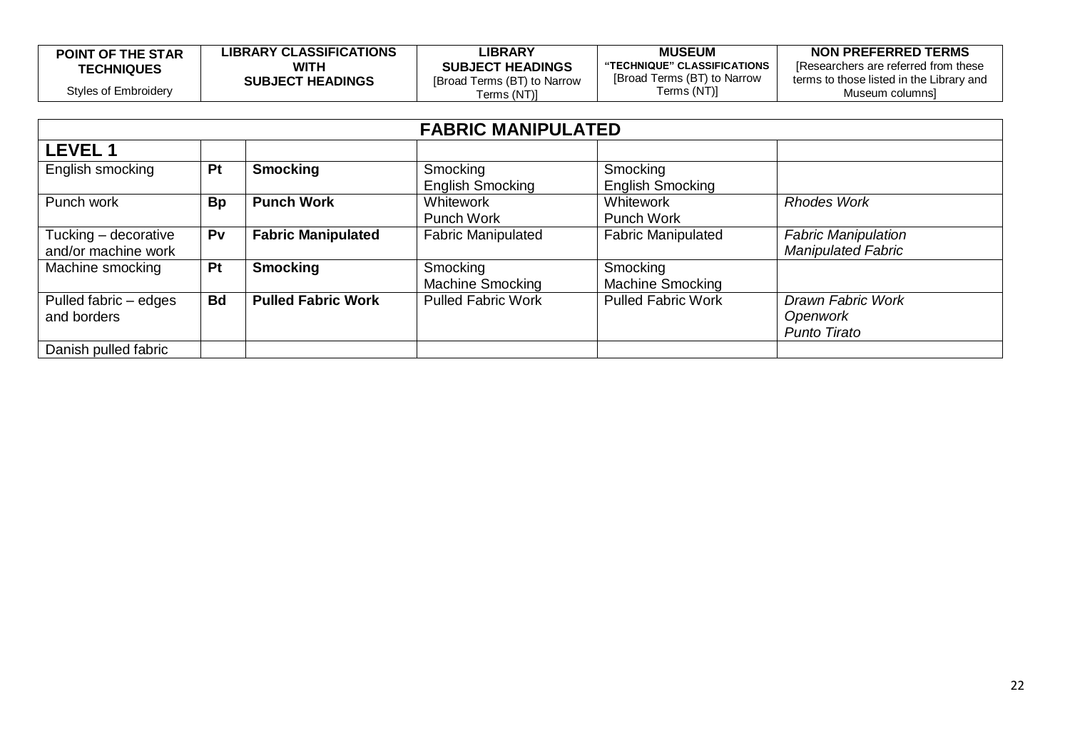| POINT OF THE STAR TECHNIQUES<br>Styles of Embroidery | | LIBRARY CLASSIFICATIONS WITH SUBJECT HEADINGS | LIBRARY SUBJECT HEADINGS<br>[Broad Terms (BT) to Narrow Terms (NT)] | MUSEUM "TECHNIQUE" CLASSIFICATIONS<br>[Broad Terms (BT) to Narrow Terms (NT)] | NON PREFERRED TERMS<br>[Researchers are referred from these terms to those listed in the Library and Museum columns] |
|---|---|---|---|---|---|
| **FABRIC MANIPULATED** | | | | | |
| **LEVEL 1** | | | | | |
| English smocking | **Pt** | **Smocking** | Smocking<br>English Smocking | Smocking<br>English Smocking | |
| Punch work | **Bp** | **Punch Work** | Whitework<br>Punch Work | Whitework<br>Punch Work | *Rhodes Work* |
| Tucking – decorative and/or machine work | **Pv** | **Fabric Manipulated** | Fabric Manipulated | Fabric Manipulated | *Fabric Manipulation*<br>*Manipulated Fabric* |
| Machine smocking | **Pt** | **Smocking** | Smocking<br>Machine Smocking | Smocking<br>Machine Smocking | |
| Pulled fabric – edges and borders | **Bd** | **Pulled Fabric Work** | Pulled Fabric Work | Pulled Fabric Work | *Drawn Fabric Work*<br>*Openwork*<br>*Punto Tirato* |
| Danish pulled fabric | | | | | |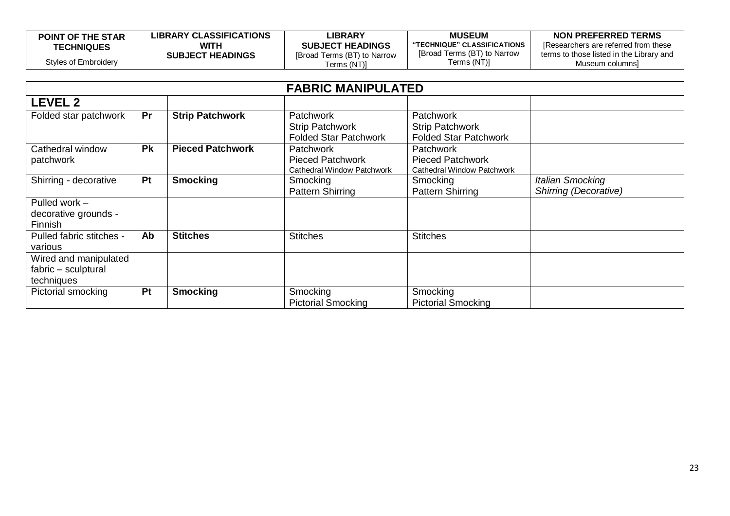| POINT OF THE STAR TECHNIQUES<br>Styles of Embroidery | LIBRARY CLASSIFICATIONS WITH SUBJECT HEADINGS | | LIBRARY SUBJECT HEADINGS<br>[Broad Terms (BT) to Narrow Terms (NT)] | MUSEUM "TECHNIQUE" CLASSIFICATIONS<br>[Broad Terms (BT) to Narrow Terms (NT)] | NON PREFERRED TERMS<br>[Researchers are referred from these terms to those listed in the Library and Museum columns] |
|---|---|---|---|---|---|
| **FABRIC MANIPULATED** | | | | | |
| **LEVEL 2** | | | | | |
| Folded star patchwork | **Pr** | **Strip Patchwork** | Patchwork<br>Strip Patchwork<br>Folded Star Patchwork | Patchwork<br>Strip Patchwork<br>Folded Star Patchwork | |
| Cathedral window patchwork | **Pk** | **Pieced Patchwork** | Patchwork<br>Pieced Patchwork<br>Cathedral Window Patchwork | Patchwork<br>Pieced Patchwork<br>Cathedral Window Patchwork | |
| Shirring - decorative | **Pt** | **Smocking** | Smocking<br>Pattern Shirring | Smocking<br>Pattern Shirring | *Italian Smocking*<br>*Shirring (Decorative)* |
| Pulled work – decorative grounds - Finnish | | | | | |
| Pulled fabric stitches - various | **Ab** | **Stitches** | Stitches | Stitches | |
| Wired and manipulated fabric – sculptural techniques | | | | | |
| Pictorial smocking | **Pt** | **Smocking** | Smocking<br>Pictorial Smocking | Smocking<br>Pictorial Smocking | |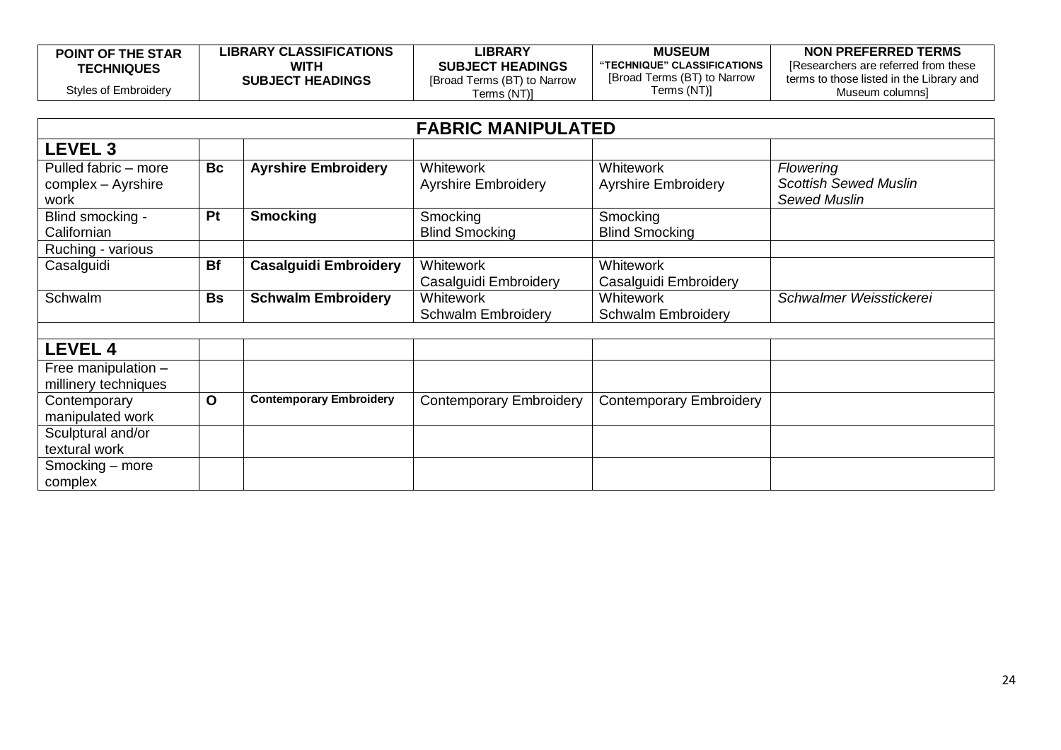| POINT OF THE STAR TECHNIQUES<br>Styles of Embroidery | LIBRARY CLASSIFICATIONS WITH SUBJECT HEADINGS | | LIBRARY SUBJECT HEADINGS<br>[Broad Terms (BT) to Narrow Terms (NT)] | MUSEUM "TECHNIQUE" CLASSIFICATIONS<br>[Broad Terms (BT) to Narrow Terms (NT)] | NON PREFERRED TERMS<br>[Researchers are referred from these terms to those listed in the Library and Museum columns] |
|---|---|---|---|---|---|
| **FABRIC MANIPULATED** | | | | | |
| **LEVEL 3** | | | | | |
| Pulled fabric – more complex – Ayrshire work | **Bc** | **Ayrshire Embroidery** | Whitework<br>Ayrshire Embroidery | Whitework<br>Ayrshire Embroidery | *Flowering*<br>*Scottish Sewed Muslin*<br>*Sewed Muslin* |
| Blind smocking - Californian | **Pt** | **Smocking** | Smocking<br>Blind Smocking | Smocking<br>Blind Smocking | |
| Ruching - various | | | | | |
| Casalguidi | **Bf** | **Casalguidi Embroidery** | Whitework<br>Casalguidi Embroidery | Whitework<br>Casalguidi Embroidery | |
| Schwalm | **Bs** | **Schwalm Embroidery** | Whitework<br>Schwalm Embroidery | Whitework<br>Schwalm Embroidery | *Schwalmer Weisstickerei* |
| | | | | | |
| **LEVEL 4** | | | | | |
| Free manipulation – millinery techniques | | | | | |
| Contemporary manipulated work | **O** | **Contemporary Embroidery** | Contemporary Embroidery | Contemporary Embroidery | |
| Sculptural and/or textural work | | | | | |
| Smocking – more complex | | | | | |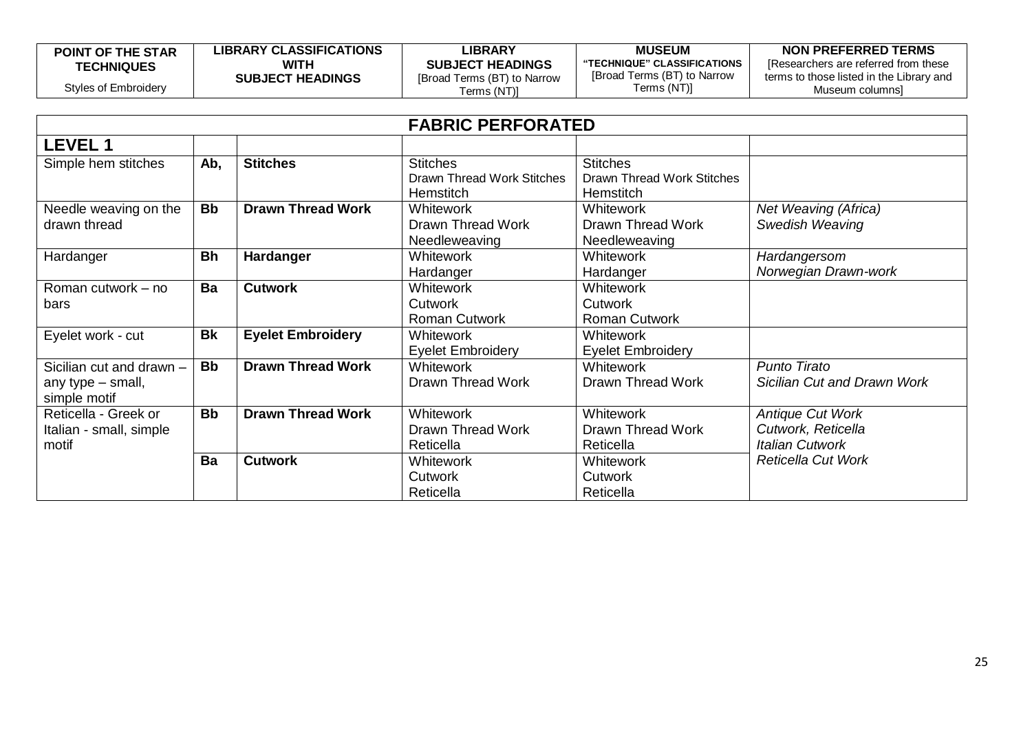| POINT OF THE STAR TECHNIQUES<br>Styles of Embroidery | LIBRARY CLASSIFICATIONS WITH SUBJECT HEADINGS | | LIBRARY SUBJECT HEADINGS<br>[Broad Terms (BT) to Narrow Terms (NT)] | MUSEUM "TECHNIQUE" CLASSIFICATIONS<br>[Broad Terms (BT) to Narrow Terms (NT)] | NON PREFERRED TERMS<br>[Researchers are referred from these terms to those listed in the Library and Museum columns] |
|---|---|---|---|---|---|
| **FABRIC PERFORATED** | | | | | |
| **LEVEL 1** | | | | | |
| Simple hem stitches | **Ab,** | **Stitches** | Stitches<br>Drawn Thread Work Stitches<br>Hemstitch | Stitches<br>Drawn Thread Work Stitches<br>Hemstitch | |
| Needle weaving on the drawn thread | **Bb** | **Drawn Thread Work** | Whitework<br>Drawn Thread Work<br>Needleweaving | Whitework<br>Drawn Thread Work<br>Needleweaving | *Net Weaving (Africa)*<br>*Swedish Weaving* |
| Hardanger | **Bh** | **Hardanger** | Whitework<br>Hardanger | Whitework<br>Hardanger | *Hardangersom*<br>*Norwegian Drawn-work* |
| Roman cutwork – no bars | **Ba** | **Cutwork** | Whitework<br>Cutwork<br>Roman Cutwork | Whitework<br>Cutwork<br>Roman Cutwork | |
| Eyelet work - cut | **Bk** | **Eyelet Embroidery** | Whitework<br>Eyelet Embroidery | Whitework<br>Eyelet Embroidery | |
| Sicilian cut and drawn – any type – small, simple motif | **Bb** | **Drawn Thread Work** | Whitework<br>Drawn Thread Work | Whitework<br>Drawn Thread Work | *Punto Tirato*<br>*Sicilian Cut and Drawn Work* |
| Reticella - Greek or Italian - small, simple motif | **Bb** | **Drawn Thread Work** | Whitework<br>Drawn Thread Work<br>Reticella | Whitework<br>Drawn Thread Work<br>Reticella | *Antique Cut Work*<br>*Cutwork, Reticella*<br>*Italian Cutwork*<br>*Reticella Cut Work* |
| | **Ba** | **Cutwork** | Whitework<br>Cutwork<br>Reticella | Whitework<br>Cutwork<br>Reticella | |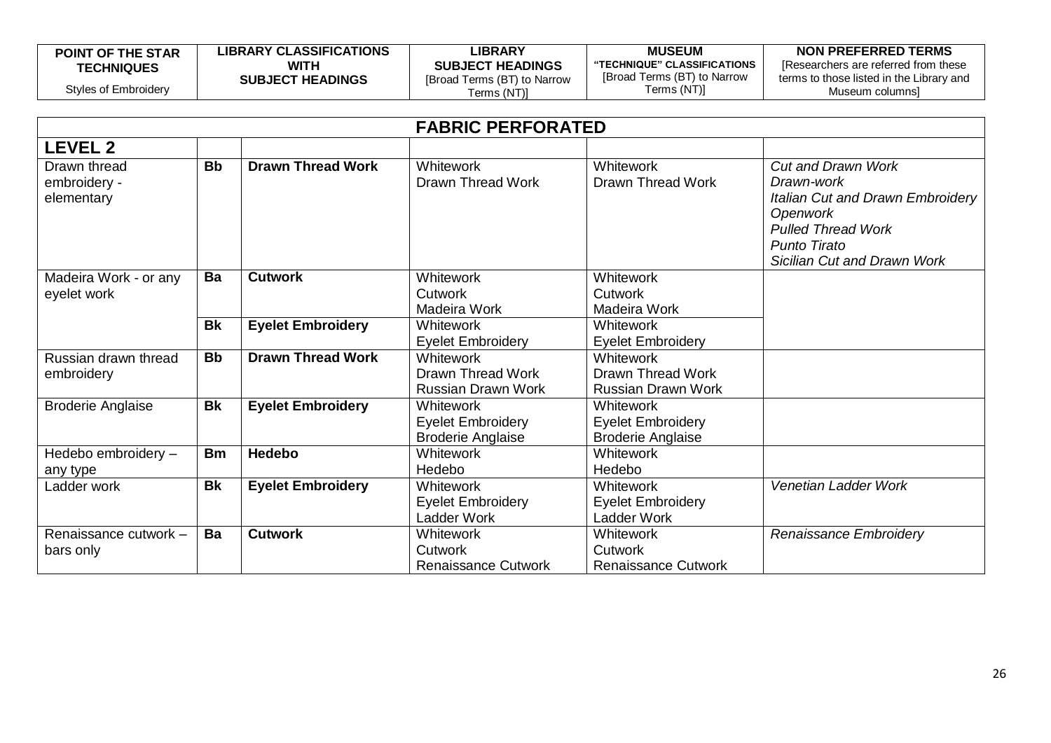| POINT OF THE STAR TECHNIQUES<br>Styles of Embroidery | LIBRARY CLASSIFICATIONS WITH SUBJECT HEADINGS | | LIBRARY SUBJECT HEADINGS<br>[Broad Terms (BT) to Narrow Terms (NT)] | MUSEUM "TECHNIQUE" CLASSIFICATIONS<br>[Broad Terms (BT) to Narrow Terms (NT)] | NON PREFERRED TERMS<br>[Researchers are referred from these terms to those listed in the Library and Museum columns] |
|---|---|---|---|---|---|
| **FABRIC PERFORATED** | | | | | |
| **LEVEL 2** | | | | | |
| Drawn thread embroidery - elementary | **Bb** | **Drawn Thread Work** | Whitework<br>Drawn Thread Work | Whitework<br>Drawn Thread Work | *Cut and Drawn Work*<br>*Drawn-work*<br>*Italian Cut and Drawn Embroidery*<br>*Openwork*<br>*Pulled Thread Work*<br>*Punto Tirato*<br>*Sicilian Cut and Drawn Work* |
| Madeira Work - or any eyelet work | **Ba** | **Cutwork** | Whitework<br>Cutwork<br>Madeira Work | Whitework<br>Cutwork<br>Madeira Work | |
| | **Bk** | **Eyelet Embroidery** | Whitework<br>Eyelet Embroidery | Whitework<br>Eyelet Embroidery | |
| Russian drawn thread embroidery | **Bb** | **Drawn Thread Work** | Whitework<br>Drawn Thread Work<br>Russian Drawn Work | Whitework<br>Drawn Thread Work<br>Russian Drawn Work | |
| Broderie Anglaise | **Bk** | **Eyelet Embroidery** | Whitework<br>Eyelet Embroidery<br>Broderie Anglaise | Whitework<br>Eyelet Embroidery<br>Broderie Anglaise | |
| Hedebo embroidery – any type | **Bm** | **Hedebo** | Whitework<br>Hedebo | Whitework<br>Hedebo | |
| Ladder work | **Bk** | **Eyelet Embroidery** | Whitework<br>Eyelet Embroidery<br>Ladder Work | Whitework<br>Eyelet Embroidery<br>Ladder Work | *Venetian Ladder Work* |
| Renaissance cutwork – bars only | **Ba** | **Cutwork** | Whitework<br>Cutwork<br>Renaissance Cutwork | Whitework<br>Cutwork<br>Renaissance Cutwork | *Renaissance Embroidery* |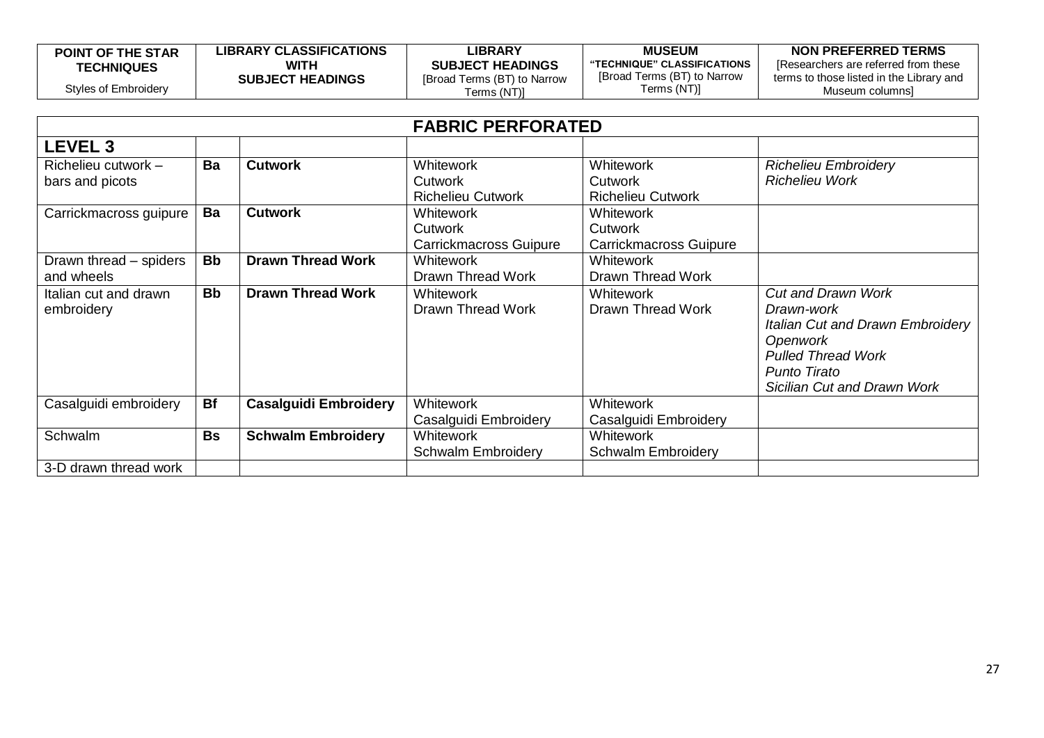| POINT OF THE STAR TECHNIQUES<br>Styles of Embroidery | LIBRARY CLASSIFICATIONS WITH SUBJECT HEADINGS | | LIBRARY SUBJECT HEADINGS<br>[Broad Terms (BT) to Narrow Terms (NT)] | MUSEUM "TECHNIQUE" CLASSIFICATIONS<br>[Broad Terms (BT) to Narrow Terms (NT)] | NON PREFERRED TERMS<br>[Researchers are referred from these terms to those listed in the Library and Museum columns] |
|---|---|---|---|---|---|
| **FABRIC PERFORATED** | | | | | |
| **LEVEL 3** | | | | | |
| Richelieu cutwork – bars and picots | **Ba** | **Cutwork** | Whitework<br>Cutwork<br>Richelieu Cutwork | Whitework<br>Cutwork<br>Richelieu Cutwork | *Richelieu Embroidery*<br>*Richelieu Work* |
| Carrickmacross guipure | **Ba** | **Cutwork** | Whitework<br>Cutwork<br>Carrickmacross Guipure | Whitework<br>Cutwork<br>Carrickmacross Guipure | |
| Drawn thread – spiders and wheels | **Bb** | **Drawn Thread Work** | Whitework<br>Drawn Thread Work | Whitework<br>Drawn Thread Work | |
| Italian cut and drawn embroidery | **Bb** | **Drawn Thread Work** | Whitework<br>Drawn Thread Work | Whitework<br>Drawn Thread Work | *Cut and Drawn Work*<br>*Drawn-work*<br>*Italian Cut and Drawn Embroidery*<br>*Openwork*<br>*Pulled Thread Work*<br>*Punto Tirato*<br>*Sicilian Cut and Drawn Work* |
| Casalguidi embroidery | **Bf** | **Casalguidi Embroidery** | Whitework<br>Casalguidi Embroidery | Whitework<br>Casalguidi Embroidery | |
| Schwalm | **Bs** | **Schwalm Embroidery** | Whitework<br>Schwalm Embroidery | Whitework<br>Schwalm Embroidery | |
| 3-D drawn thread work | | | | | |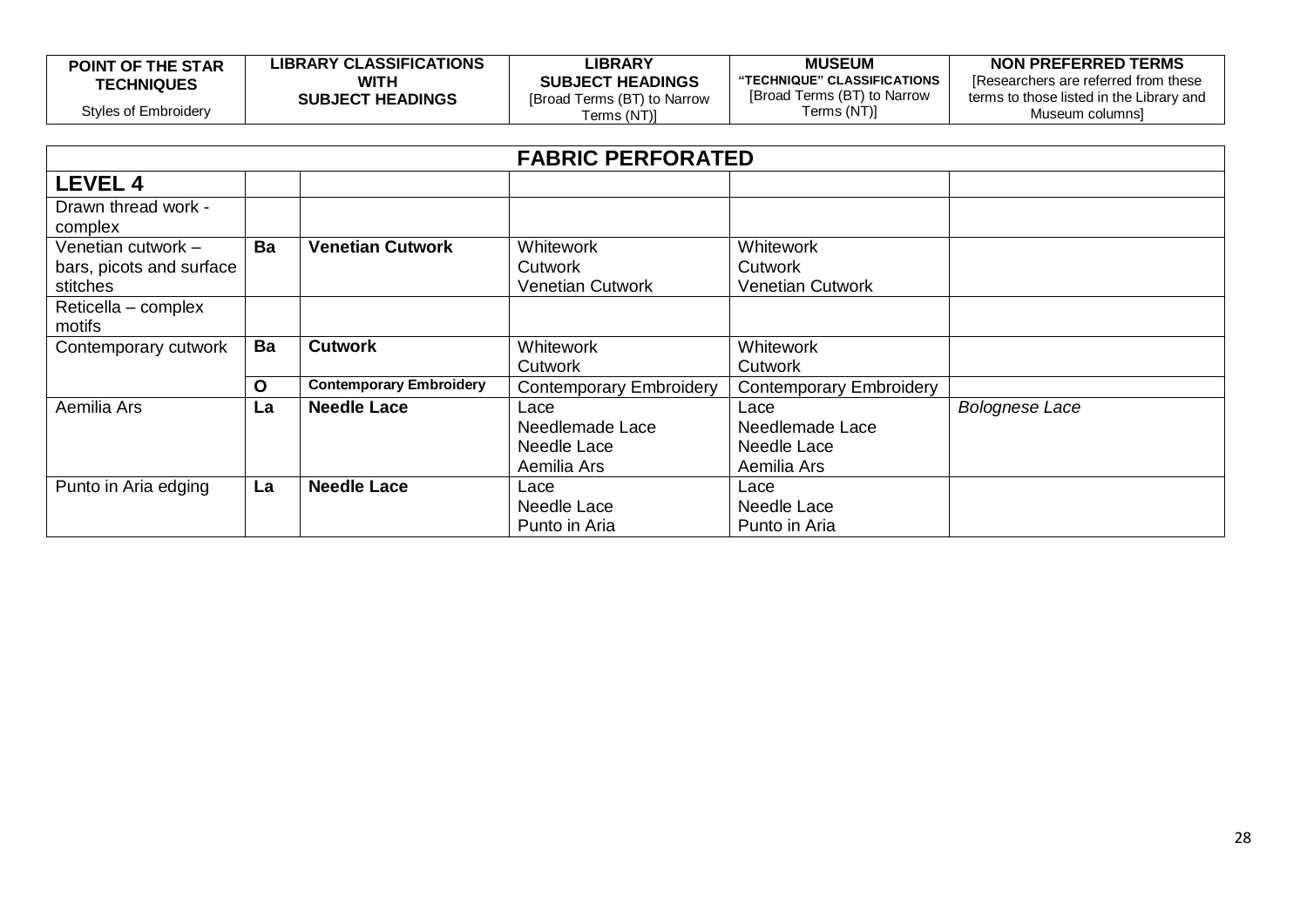| POINT OF THE STAR TECHNIQUES<br>Styles of Embroidery | LIBRARY CLASSIFICATIONS WITH SUBJECT HEADINGS | | LIBRARY SUBJECT HEADINGS<br>[Broad Terms (BT) to Narrow Terms (NT)] | MUSEUM "TECHNIQUE" CLASSIFICATIONS<br>[Broad Terms (BT) to Narrow Terms (NT)] | NON PREFERRED TERMS<br>[Researchers are referred from these terms to those listed in the Library and Museum columns] |
|---|---|---|---|---|---|
| **FABRIC PERFORATED** | | | | | |
| **LEVEL 4** | | | | | |
| Drawn thread work - complex | | | | | |
| Venetian cutwork – bars, picots and surface stitches | **Ba** | **Venetian Cutwork** | Whitework<br>Cutwork<br>Venetian Cutwork | Whitework<br>Cutwork<br>Venetian Cutwork | |
| Reticella – complex motifs | | | | | |
| Contemporary cutwork | **Ba** | **Cutwork** | Whitework<br>Cutwork | Whitework<br>Cutwork | |
| | **O** | **Contemporary Embroidery** | Contemporary Embroidery | Contemporary Embroidery | |
| Aemilia Ars | **La** | **Needle Lace** | Lace<br>Needlemade Lace<br>Needle Lace<br>Aemilia Ars | Lace<br>Needlemade Lace<br>Needle Lace<br>Aemilia Ars | *Bolognese Lace* |
| Punto in Aria edging | **La** | **Needle Lace** | Lace<br>Needle Lace<br>Punto in Aria | Lace<br>Needle Lace<br>Punto in Aria | |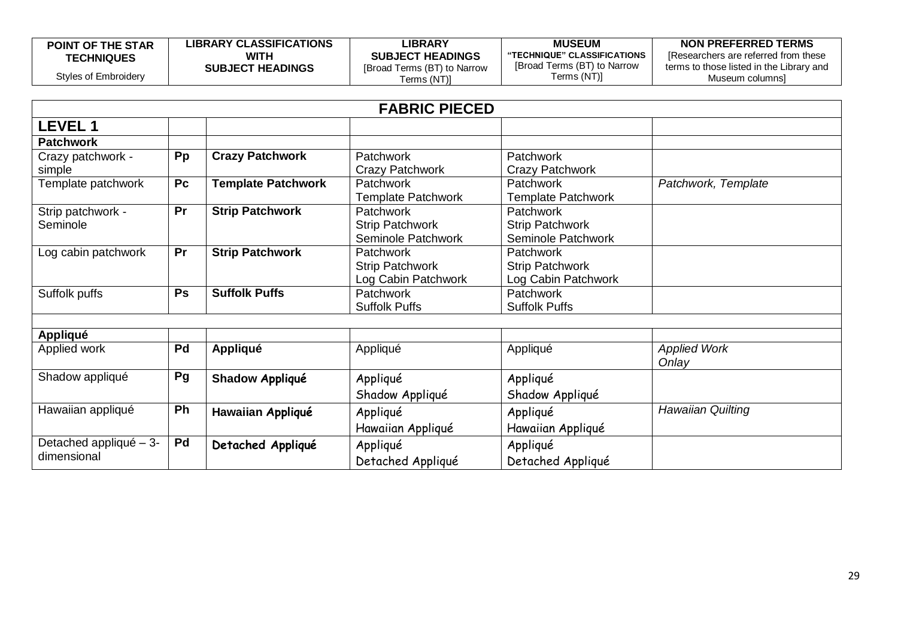| POINT OF THE STAR TECHNIQUES<br>Styles of Embroidery | LIBRARY CLASSIFICATIONS WITH SUBJECT HEADINGS | | LIBRARY SUBJECT HEADINGS [Broad Terms (BT) to Narrow Terms (NT)] | MUSEUM "TECHNIQUE" CLASSIFICATIONS [Broad Terms (BT) to Narrow Terms (NT)] | NON PREFERRED TERMS [Researchers are referred from these terms to those listed in the Library and Museum columns] |
|---|---|---|---|---|---|
| **FABRIC PIECED** | | | | | |
| **LEVEL 1** | | | | | |
| **Patchwork** | | | | | |
| Crazy patchwork - simple | **Pp** | **Crazy Patchwork** | Patchwork<br>Crazy Patchwork | Patchwork<br>Crazy Patchwork | |
| Template patchwork | **Pc** | **Template Patchwork** | Patchwork<br>Template Patchwork | Patchwork<br>Template Patchwork | *Patchwork, Template* |
| Strip patchwork - Seminole | **Pr** | **Strip Patchwork** | Patchwork<br>Strip Patchwork<br>Seminole Patchwork | Patchwork<br>Strip Patchwork<br>Seminole Patchwork | |
| Log cabin patchwork | **Pr** | **Strip Patchwork** | Patchwork<br>Strip Patchwork<br>Log Cabin Patchwork | Patchwork<br>Strip Patchwork<br>Log Cabin Patchwork | |
| Suffolk puffs | **Ps** | **Suffolk Puffs** | Patchwork<br>Suffolk Puffs | Patchwork<br>Suffolk Puffs | |
| | | | | | |
| **Appliqué** | | | | | |
| Applied work | **Pd** | **Appliqué** | Appliqué | Appliqué | *Applied Work*<br>*Onlay* |
| Shadow appliqué | **Pg** | **Shadow Appliqué** | Appliqué<br>Shadow Appliqué | Appliqué<br>Shadow Appliqué | |
| Hawaiian appliqué | **Ph** | **Hawaiian Appliqué** | Appliqué<br>Hawaiian Appliqué | Appliqué<br>Hawaiian Appliqué | *Hawaiian Quilting* |
| Detached appliqué – 3-dimensional | **Pd** | **Detached Appliqué** | Appliqué<br>Detached Appliqué | Appliqué<br>Detached Appliqué | |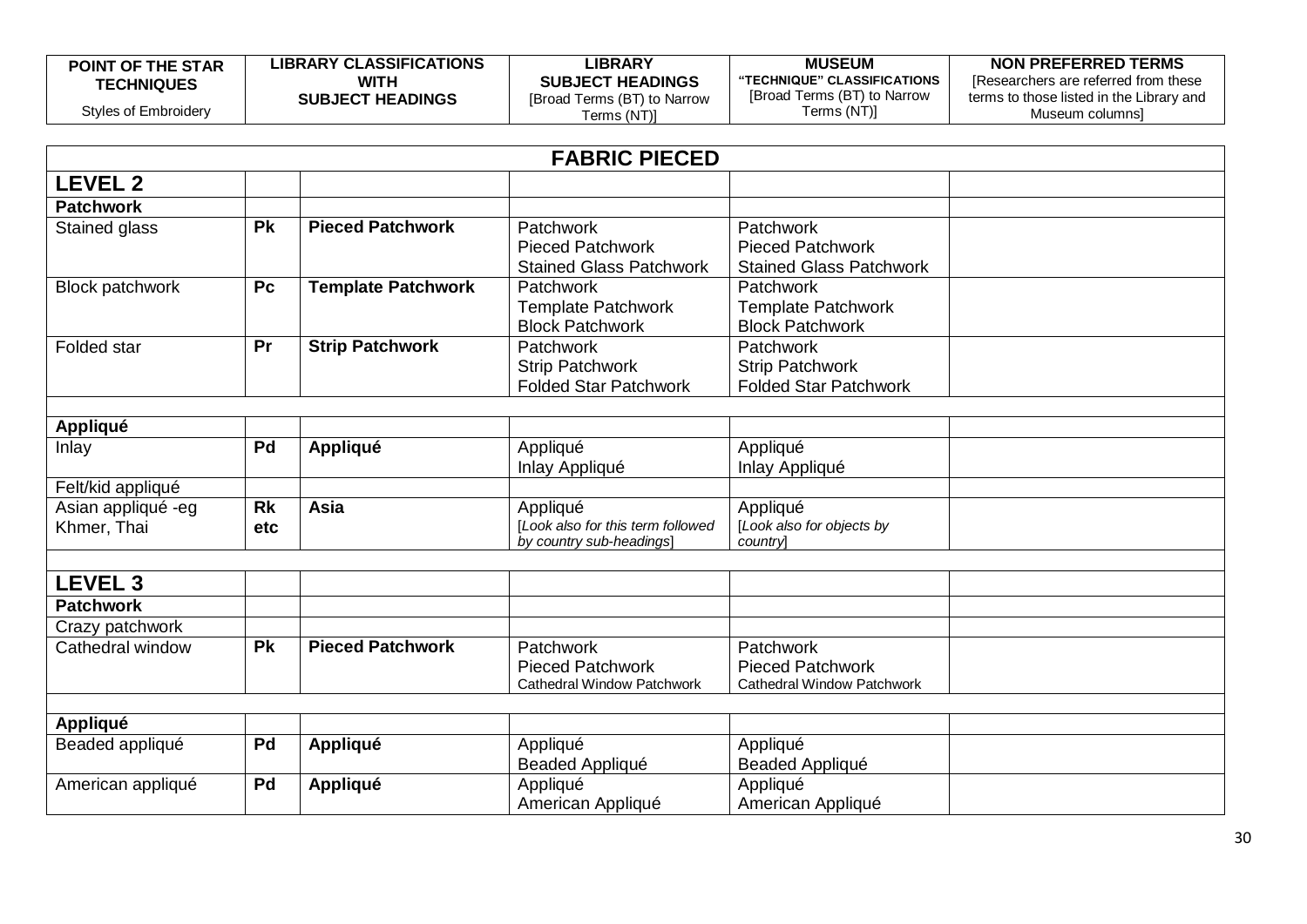| POINT OF THE STAR TECHNIQUES Styles of Embroidery | LIBRARY CLASSIFICATIONS WITH SUBJECT HEADINGS | | LIBRARY SUBJECT HEADINGS [Broad Terms (BT) to Narrow Terms (NT)] | MUSEUM "TECHNIQUE" CLASSIFICATIONS [Broad Terms (BT) to Narrow Terms (NT)] | NON PREFERRED TERMS [Researchers are referred from these terms to those listed in the Library and Museum columns] |
|---|---|---|---|---|---|
| **FABRIC PIECED** | | | | | |
| **LEVEL 2** | | | | | |
| **Patchwork** | | | | | |
| Stained glass | **Pk** | **Pieced Patchwork** | Patchwork<br>Pieced Patchwork<br>Stained Glass Patchwork | Patchwork<br>Pieced Patchwork<br>Stained Glass Patchwork | |
| Block patchwork | **Pc** | **Template Patchwork** | Patchwork<br>Template Patchwork<br>Block Patchwork | Patchwork<br>Template Patchwork<br>Block Patchwork | |
| Folded star | **Pr** | **Strip Patchwork** | Patchwork<br>Strip Patchwork<br>Folded Star Patchwork | Patchwork<br>Strip Patchwork<br>Folded Star Patchwork | |
| | | | | | |
| **Appliqué** | | | | | |
| Inlay | **Pd** | **Appliqué** | Appliqué<br>Inlay Appliqué | Appliqué<br>Inlay Appliqué | |
| Felt/kid appliqué | | | | | |
| Asian appliqué -eg Khmer, Thai | **Rk etc** | **Asia** | Appliqué<br>[*Look also for this term followed by country sub-headings*] | Appliqué<br>[*Look also for objects by country*] | |
| | | | | | |
| **LEVEL 3** | | | | | |
| **Patchwork** | | | | | |
| Crazy patchwork | | | | | |
| Cathedral window | **Pk** | **Pieced Patchwork** | Patchwork<br>Pieced Patchwork<br>Cathedral Window Patchwork | Patchwork<br>Pieced Patchwork<br>Cathedral Window Patchwork | |
| | | | | | |
| **Appliqué** | | | | | |
| Beaded appliqué | **Pd** | **Appliqué** | Appliqué<br>Beaded Appliqué | Appliqué<br>Beaded Appliqué | |
| American appliqué | **Pd** | **Appliqué** | Appliqué<br>American Appliqué | Appliqué<br>American Appliqué | |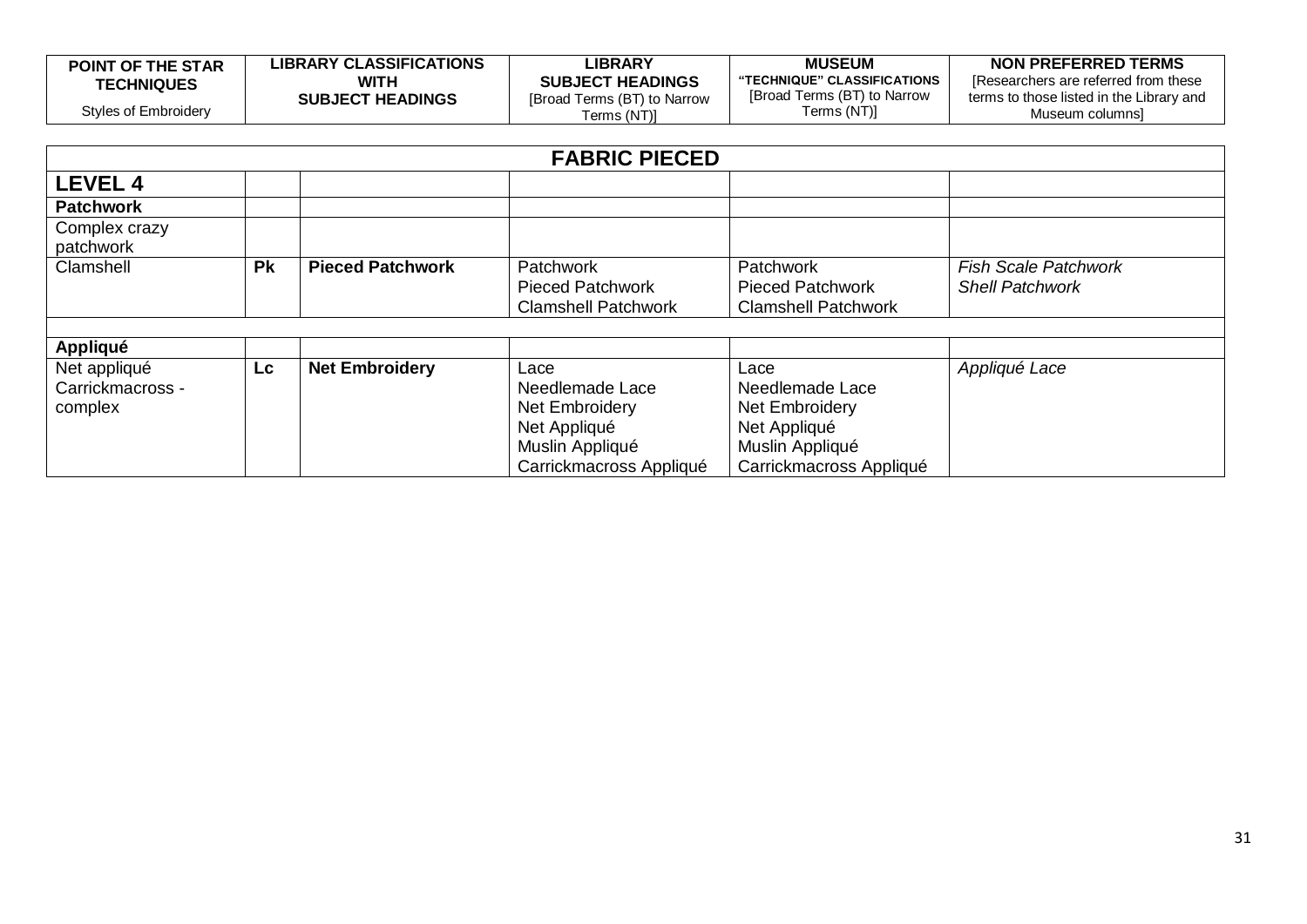| POINT OF THE STAR TECHNIQUES<br>Styles of Embroidery | LIBRARY CLASSIFICATIONS WITH SUBJECT HEADINGS | | LIBRARY SUBJECT HEADINGS<br>[Broad Terms (BT) to Narrow Terms (NT)] | MUSEUM "TECHNIQUE" CLASSIFICATIONS<br>[Broad Terms (BT) to Narrow Terms (NT)] | NON PREFERRED TERMS<br>[Researchers are referred from these terms to those listed in the Library and Museum columns] |
|---|---|---|---|---|---|
| **FABRIC PIECED** | | | | | |
| **LEVEL 4** | | | | | |
| **Patchwork** | | | | | |
| Complex crazy patchwork | | | | | |
| Clamshell | **Pk** | **Pieced Patchwork** | Patchwork<br>Pieced Patchwork<br>Clamshell Patchwork | Patchwork<br>Pieced Patchwork<br>Clamshell Patchwork | *Fish Scale Patchwork*<br>*Shell Patchwork* |
| | | | | | |
| **Appliqué** | | | | | |
| Net appliqué<br>Carrickmacross - complex | **Lc** | **Net Embroidery** | Lace<br>Needlemade Lace<br>Net Embroidery<br>Net Appliqué<br>Muslin Appliqué<br>Carrickmacross Appliqué | Lace<br>Needlemade Lace<br>Net Embroidery<br>Net Appliqué<br>Muslin Appliqué<br>Carrickmacross Appliqué | *Appliqué Lace* |